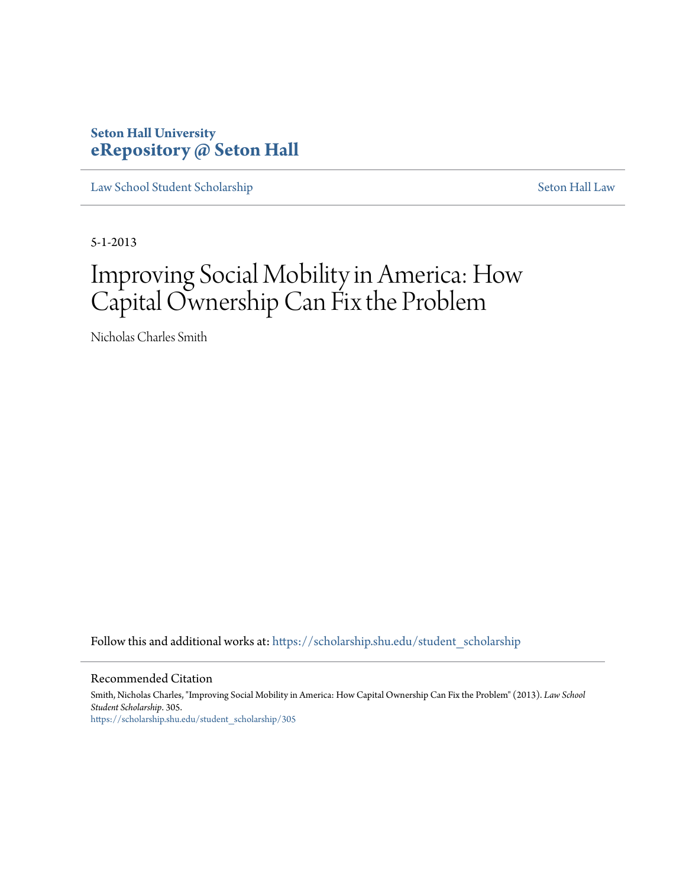**Seton Hall University**
**eRepository @ Seton Hall**

Law School Student Scholarship | Seton Hall Law

5-1-2013

# Improving Social Mobility in America: How Capital Ownership Can Fix the Problem

Nicholas Charles Smith

Follow this and additional works at: https://scholarship.shu.edu/student_scholarship

Recommended Citation

Smith, Nicholas Charles, "Improving Social Mobility in America: How Capital Ownership Can Fix the Problem" (2013). *Law School Student Scholarship*. 305.
https://scholarship.shu.edu/student_scholarship/305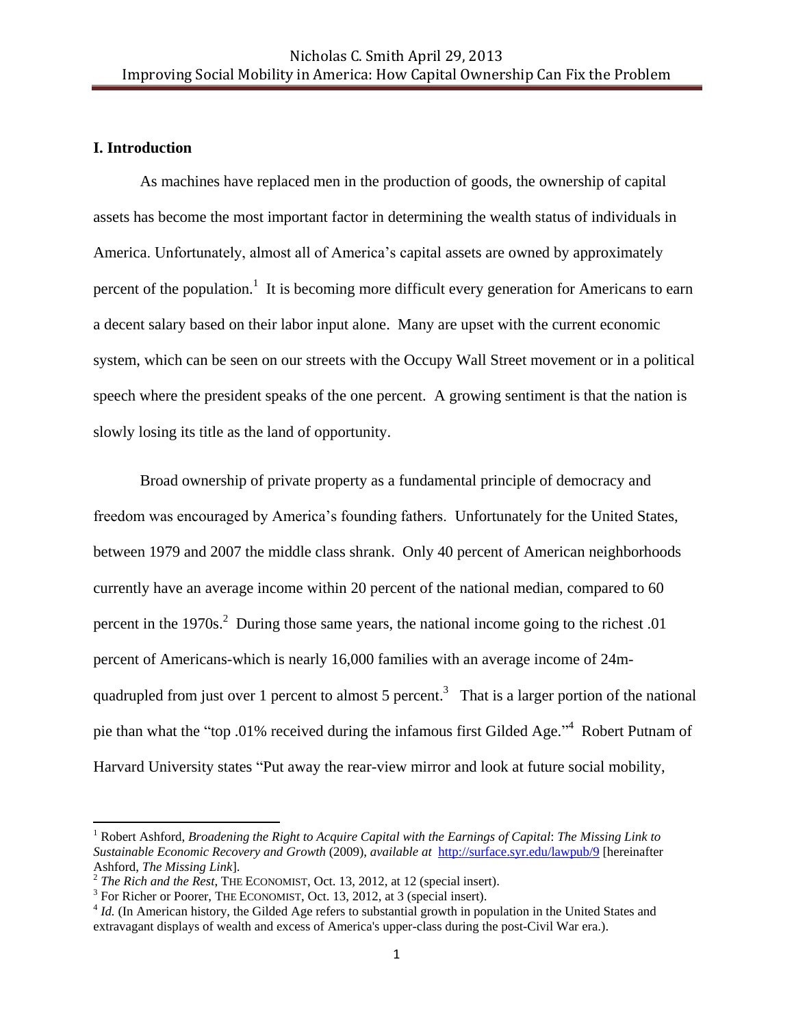## I. Introduction

As machines have replaced men in the production of goods, the ownership of capital assets has become the most important factor in determining the wealth status of individuals in America. Unfortunately, almost all of America's capital assets are owned by approximately percent of the population.[1] It is becoming more difficult every generation for Americans to earn a decent salary based on their labor input alone. Many are upset with the current economic system, which can be seen on our streets with the Occupy Wall Street movement or in a political speech where the president speaks of the one percent. A growing sentiment is that the nation is slowly losing its title as the land of opportunity.

Broad ownership of private property as a fundamental principle of democracy and freedom was encouraged by America's founding fathers. Unfortunately for the United States, between 1979 and 2007 the middle class shrank. Only 40 percent of American neighborhoods currently have an average income within 20 percent of the national median, compared to 60 percent in the 1970s.[2] During those same years, the national income going to the richest .01 percent of Americans-which is nearly 16,000 families with an average income of 24m-quadrupled from just over 1 percent to almost 5 percent.[3] That is a larger portion of the national pie than what the "top .01% received during the infamous first Gilded Age."[4] Robert Putnam of Harvard University states "Put away the rear-view mirror and look at future social mobility,

---

[1] Robert Ashford, *Broadening the Right to Acquire Capital with the Earnings of Capital*: *The Missing Link to Sustainable Economic Recovery and Growth* (2009), *available at* http://surface.syr.edu/lawpub/9 [hereinafter Ashford, *The Missing Link*].

[2] *The Rich and the Rest*, THE ECONOMIST, Oct. 13, 2012, at 12 (special insert).

[3] For Richer or Poorer, THE ECONOMIST, Oct. 13, 2012, at 3 (special insert).

[4] *Id.* (In American history, the Gilded Age refers to substantial growth in population in the United States and extravagant displays of wealth and excess of America's upper-class during the post-Civil War era.).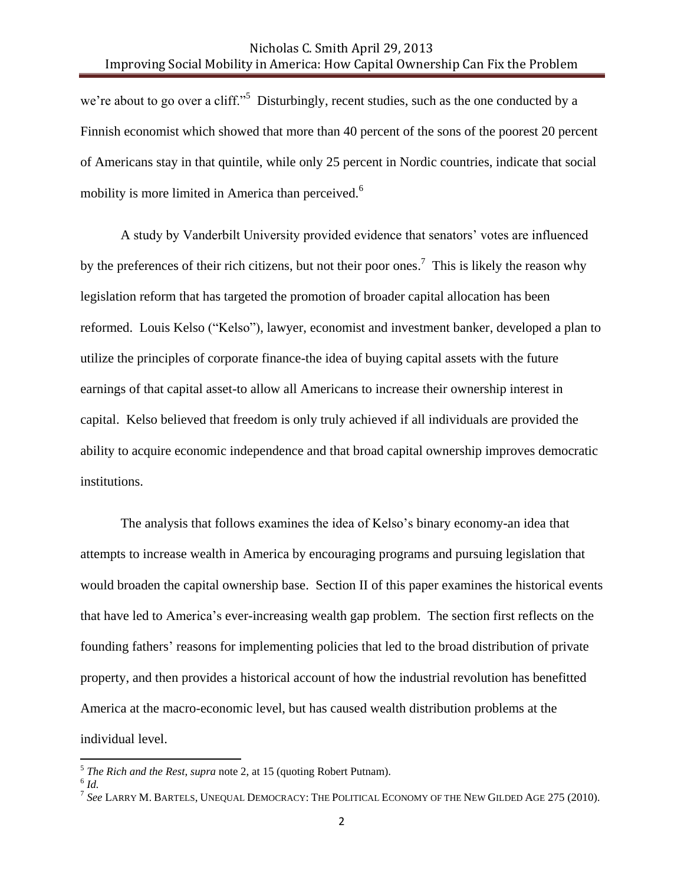we're about to go over a cliff."[5] Disturbingly, recent studies, such as the one conducted by a Finnish economist which showed that more than 40 percent of the sons of the poorest 20 percent of Americans stay in that quintile, while only 25 percent in Nordic countries, indicate that social mobility is more limited in America than perceived.[6]

A study by Vanderbilt University provided evidence that senators' votes are influenced by the preferences of their rich citizens, but not their poor ones.[7] This is likely the reason why legislation reform that has targeted the promotion of broader capital allocation has been reformed. Louis Kelso ("Kelso"), lawyer, economist and investment banker, developed a plan to utilize the principles of corporate finance-the idea of buying capital assets with the future earnings of that capital asset-to allow all Americans to increase their ownership interest in capital. Kelso believed that freedom is only truly achieved if all individuals are provided the ability to acquire economic independence and that broad capital ownership improves democratic institutions.

The analysis that follows examines the idea of Kelso's binary economy-an idea that attempts to increase wealth in America by encouraging programs and pursuing legislation that would broaden the capital ownership base. Section II of this paper examines the historical events that have led to America's ever-increasing wealth gap problem. The section first reflects on the founding fathers' reasons for implementing policies that led to the broad distribution of private property, and then provides a historical account of how the industrial revolution has benefitted America at the macro-economic level, but has caused wealth distribution problems at the individual level.

---

[5] *The Rich and the Rest*, *supra* note 2, at 15 (quoting Robert Putnam).

[6] *Id.*

[7] *See* LARRY M. BARTELS, UNEQUAL DEMOCRACY: THE POLITICAL ECONOMY OF THE NEW GILDED AGE 275 (2010).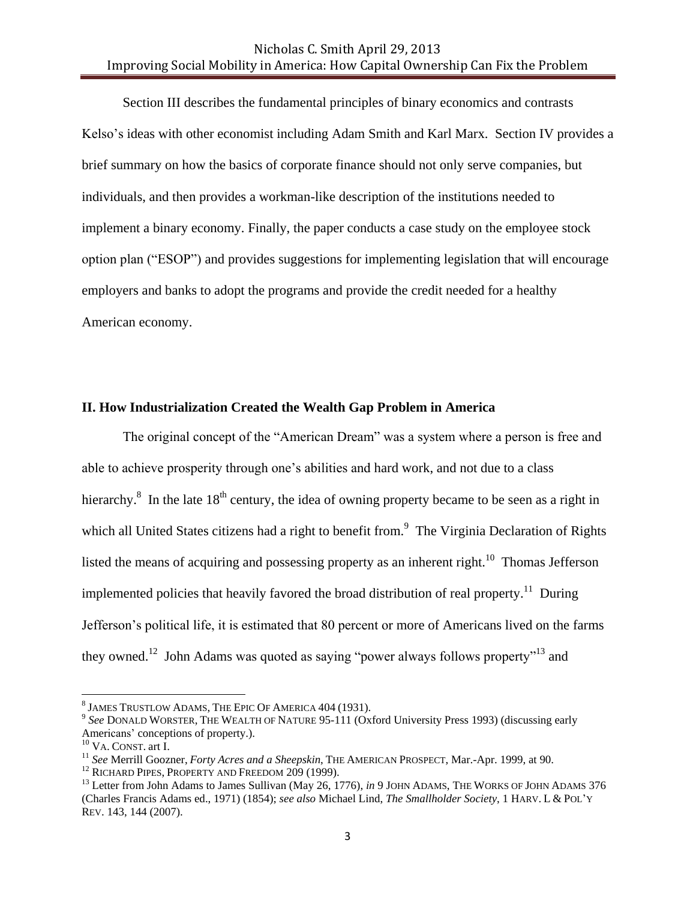Section III describes the fundamental principles of binary economics and contrasts Kelso's ideas with other economist including Adam Smith and Karl Marx. Section IV provides a brief summary on how the basics of corporate finance should not only serve companies, but individuals, and then provides a workman-like description of the institutions needed to implement a binary economy. Finally, the paper conducts a case study on the employee stock option plan ("ESOP") and provides suggestions for implementing legislation that will encourage employers and banks to adopt the programs and provide the credit needed for a healthy American economy.

## II. How Industrialization Created the Wealth Gap Problem in America

The original concept of the "American Dream" was a system where a person is free and able to achieve prosperity through one's abilities and hard work, and not due to a class hierarchy.[8] In the late 18th century, the idea of owning property became to be seen as a right in which all United States citizens had a right to benefit from.[9] The Virginia Declaration of Rights listed the means of acquiring and possessing property as an inherent right.[10] Thomas Jefferson implemented policies that heavily favored the broad distribution of real property.[11] During Jefferson's political life, it is estimated that 80 percent or more of Americans lived on the farms they owned.[12] John Adams was quoted as saying "power always follows property"[13] and

---

[8] JAMES TRUSTLOW ADAMS, THE EPIC OF AMERICA 404 (1931).

[9] *See* DONALD WORSTER, THE WEALTH OF NATURE 95-111 (Oxford University Press 1993) (discussing early Americans' conceptions of property.).

[10] VA. CONST. art I.

[11] *See* Merrill Goozner, *Forty Acres and a Sheepskin*, THE AMERICAN PROSPECT, Mar.-Apr. 1999, at 90.

[12] RICHARD PIPES, PROPERTY AND FREEDOM 209 (1999).

[13] Letter from John Adams to James Sullivan (May 26, 1776), *in* 9 JOHN ADAMS, THE WORKS OF JOHN ADAMS 376 (Charles Francis Adams ed., 1971) (1854); *see also* Michael Lind, *The Smallholder Society*, 1 HARV. L & POL'Y REV. 143, 144 (2007).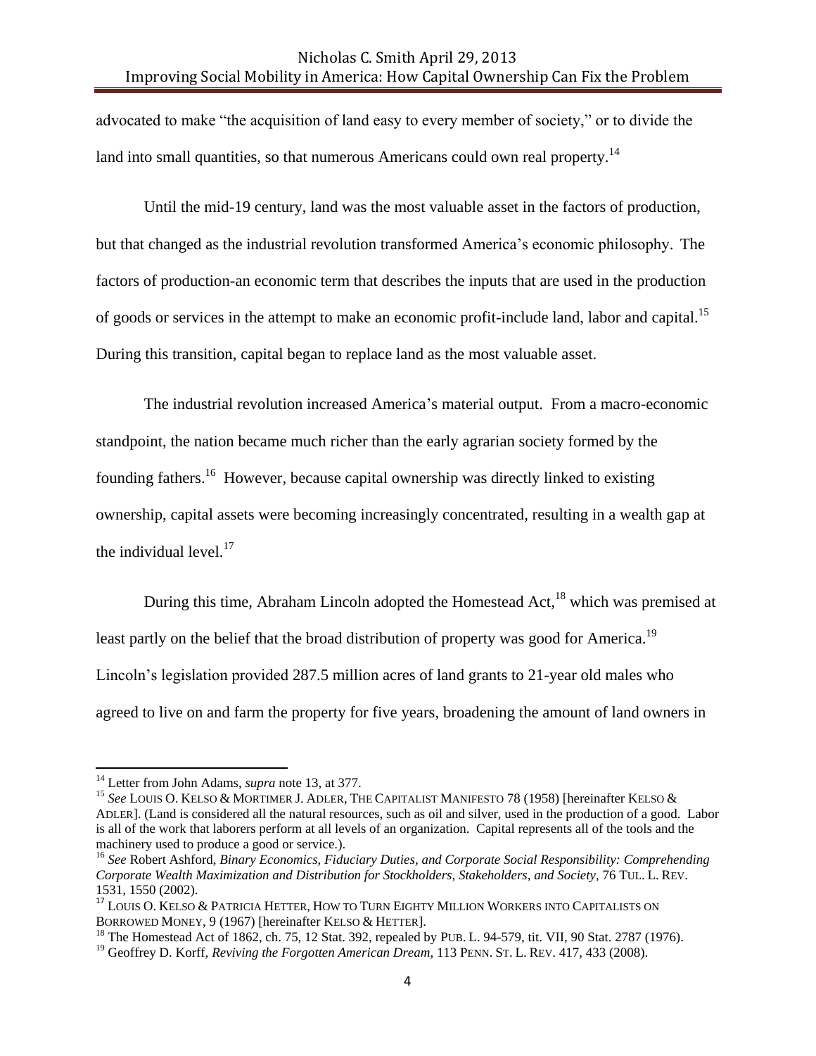advocated to make "the acquisition of land easy to every member of society," or to divide the land into small quantities, so that numerous Americans could own real property.[14]

Until the mid-19 century, land was the most valuable asset in the factors of production, but that changed as the industrial revolution transformed America's economic philosophy. The factors of production-an economic term that describes the inputs that are used in the production of goods or services in the attempt to make an economic profit-include land, labor and capital.[15] During this transition, capital began to replace land as the most valuable asset.

The industrial revolution increased America's material output. From a macro-economic standpoint, the nation became much richer than the early agrarian society formed by the founding fathers.[16] However, because capital ownership was directly linked to existing ownership, capital assets were becoming increasingly concentrated, resulting in a wealth gap at the individual level.[17]

During this time, Abraham Lincoln adopted the Homestead Act,[18] which was premised at least partly on the belief that the broad distribution of property was good for America.[19] Lincoln's legislation provided 287.5 million acres of land grants to 21-year old males who agreed to live on and farm the property for five years, broadening the amount of land owners in

---

[14] Letter from John Adams, *supra* note 13, at 377.

[15] *See* LOUIS O. KELSO & MORTIMER J. ADLER, THE CAPITALIST MANIFESTO 78 (1958) [hereinafter KELSO & ADLER]. (Land is considered all the natural resources, such as oil and silver, used in the production of a good. Labor is all of the work that laborers perform at all levels of an organization. Capital represents all of the tools and the machinery used to produce a good or service.).

[16] *See* Robert Ashford, *Binary Economics, Fiduciary Duties, and Corporate Social Responsibility: Comprehending Corporate Wealth Maximization and Distribution for Stockholders, Stakeholders, and Society*, 76 TUL. L. REV. 1531, 1550 (2002).

[17] LOUIS O. KELSO & PATRICIA HETTER, HOW TO TURN EIGHTY MILLION WORKERS INTO CAPITALISTS ON BORROWED MONEY, 9 (1967) [hereinafter KELSO & HETTER].

[18] The Homestead Act of 1862, ch. 75, 12 Stat. 392, repealed by PUB. L. 94-579, tit. VII, 90 Stat. 2787 (1976).

[19] Geoffrey D. Korff, *Reviving the Forgotten American Dream*, 113 PENN. ST. L. REV. 417, 433 (2008).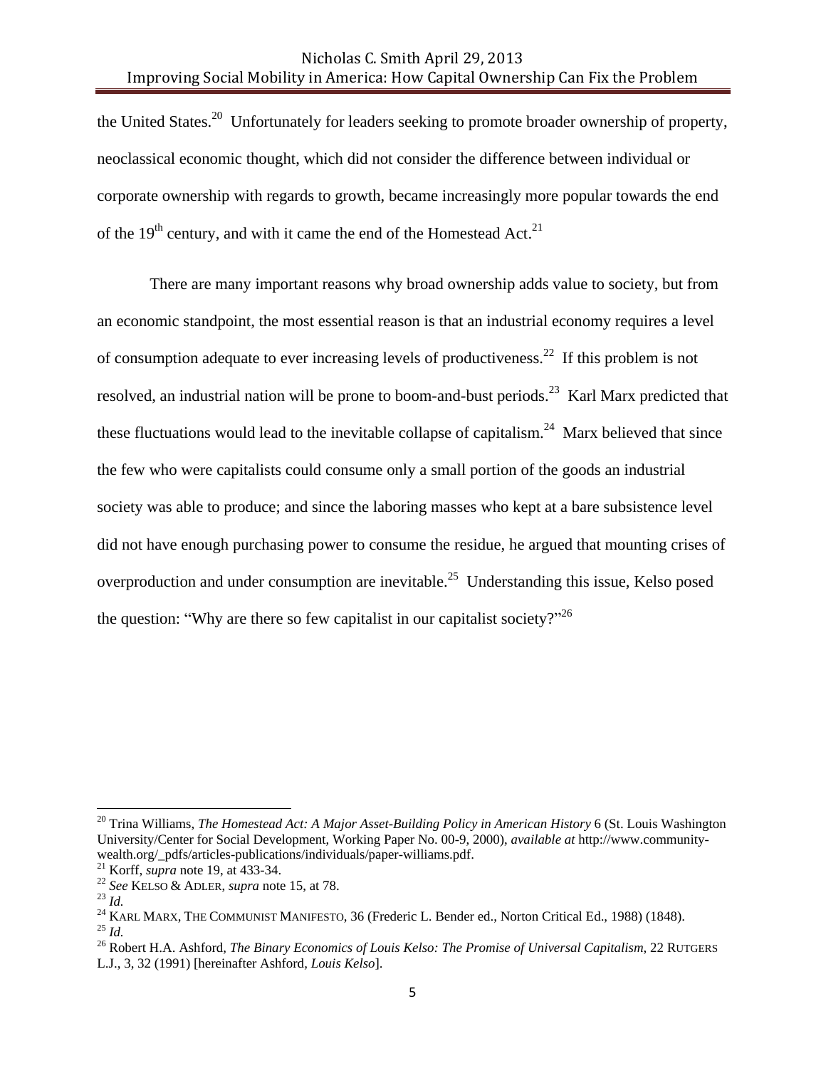the United States.[20] Unfortunately for leaders seeking to promote broader ownership of property, neoclassical economic thought, which did not consider the difference between individual or corporate ownership with regards to growth, became increasingly more popular towards the end of the 19th century, and with it came the end of the Homestead Act.[21]

There are many important reasons why broad ownership adds value to society, but from an economic standpoint, the most essential reason is that an industrial economy requires a level of consumption adequate to ever increasing levels of productiveness.[22] If this problem is not resolved, an industrial nation will be prone to boom-and-bust periods.[23] Karl Marx predicted that these fluctuations would lead to the inevitable collapse of capitalism.[24] Marx believed that since the few who were capitalists could consume only a small portion of the goods an industrial society was able to produce; and since the laboring masses who kept at a bare subsistence level did not have enough purchasing power to consume the residue, he argued that mounting crises of overproduction and under consumption are inevitable.[25] Understanding this issue, Kelso posed the question: "Why are there so few capitalist in our capitalist society?"[26]

---

[20] Trina Williams, *The Homestead Act: A Major Asset-Building Policy in American History* 6 (St. Louis Washington University/Center for Social Development, Working Paper No. 00-9, 2000), *available at* http://www.community-wealth.org/_pdfs/articles-publications/individuals/paper-williams.pdf.

[21] Korff, *supra* note 19, at 433-34.

[22] *See* KELSO & ADLER, *supra* note 15, at 78.

[23] *Id.*

[24] KARL MARX, THE COMMUNIST MANIFESTO, 36 (Frederic L. Bender ed., Norton Critical Ed., 1988) (1848).

[25] *Id.*

[26] Robert H.A. Ashford, *The Binary Economics of Louis Kelso: The Promise of Universal Capitalism*, 22 RUTGERS L.J., 3, 32 (1991) [hereinafter Ashford, *Louis Kelso*].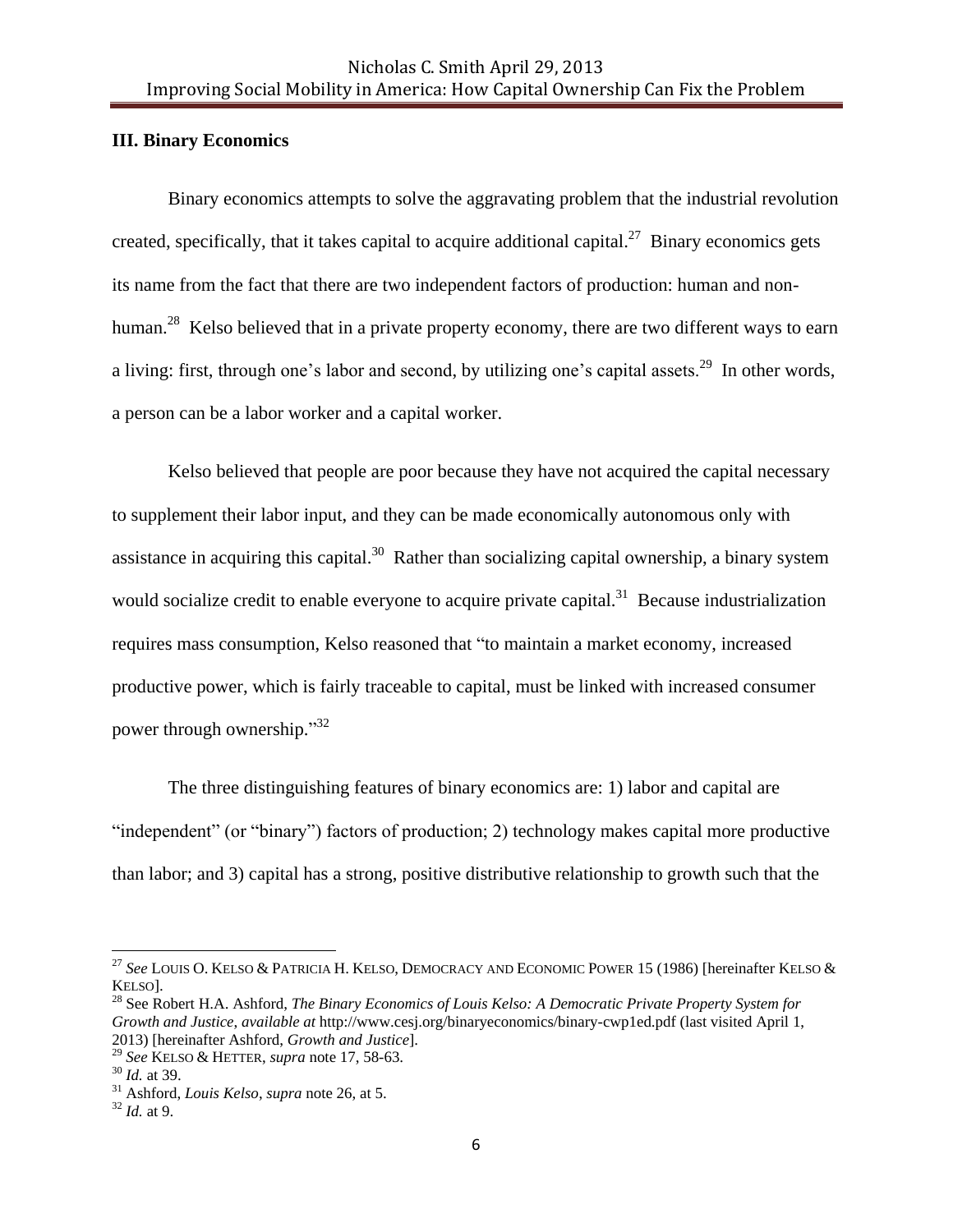### III. Binary Economics

Binary economics attempts to solve the aggravating problem that the industrial revolution created, specifically, that it takes capital to acquire additional capital.[27] Binary economics gets its name from the fact that there are two independent factors of production: human and non-human.[28] Kelso believed that in a private property economy, there are two different ways to earn a living: first, through one's labor and second, by utilizing one's capital assets.[29] In other words, a person can be a labor worker and a capital worker.

Kelso believed that people are poor because they have not acquired the capital necessary to supplement their labor input, and they can be made economically autonomous only with assistance in acquiring this capital.[30] Rather than socializing capital ownership, a binary system would socialize credit to enable everyone to acquire private capital.[31] Because industrialization requires mass consumption, Kelso reasoned that "to maintain a market economy, increased productive power, which is fairly traceable to capital, must be linked with increased consumer power through ownership."[32]

The three distinguishing features of binary economics are: 1) labor and capital are "independent" (or "binary") factors of production; 2) technology makes capital more productive than labor; and 3) capital has a strong, positive distributive relationship to growth such that the

---

[27] *See* LOUIS O. KELSO & PATRICIA H. KELSO, DEMOCRACY AND ECONOMIC POWER 15 (1986) [hereinafter KELSO & KELSO].

[28] See Robert H.A. Ashford, *The Binary Economics of Louis Kelso: A Democratic Private Property System for Growth and Justice*, *available at* http://www.cesj.org/binaryeconomics/binary-cwp1ed.pdf (last visited April 1, 2013) [hereinafter Ashford, *Growth and Justice*].

[29] *See* KELSO & HETTER, *supra* note 17, 58-63.

[30] *Id.* at 39.

[31] Ashford, *Louis Kelso*, *supra* note 26, at 5.

[32] *Id.* at 9.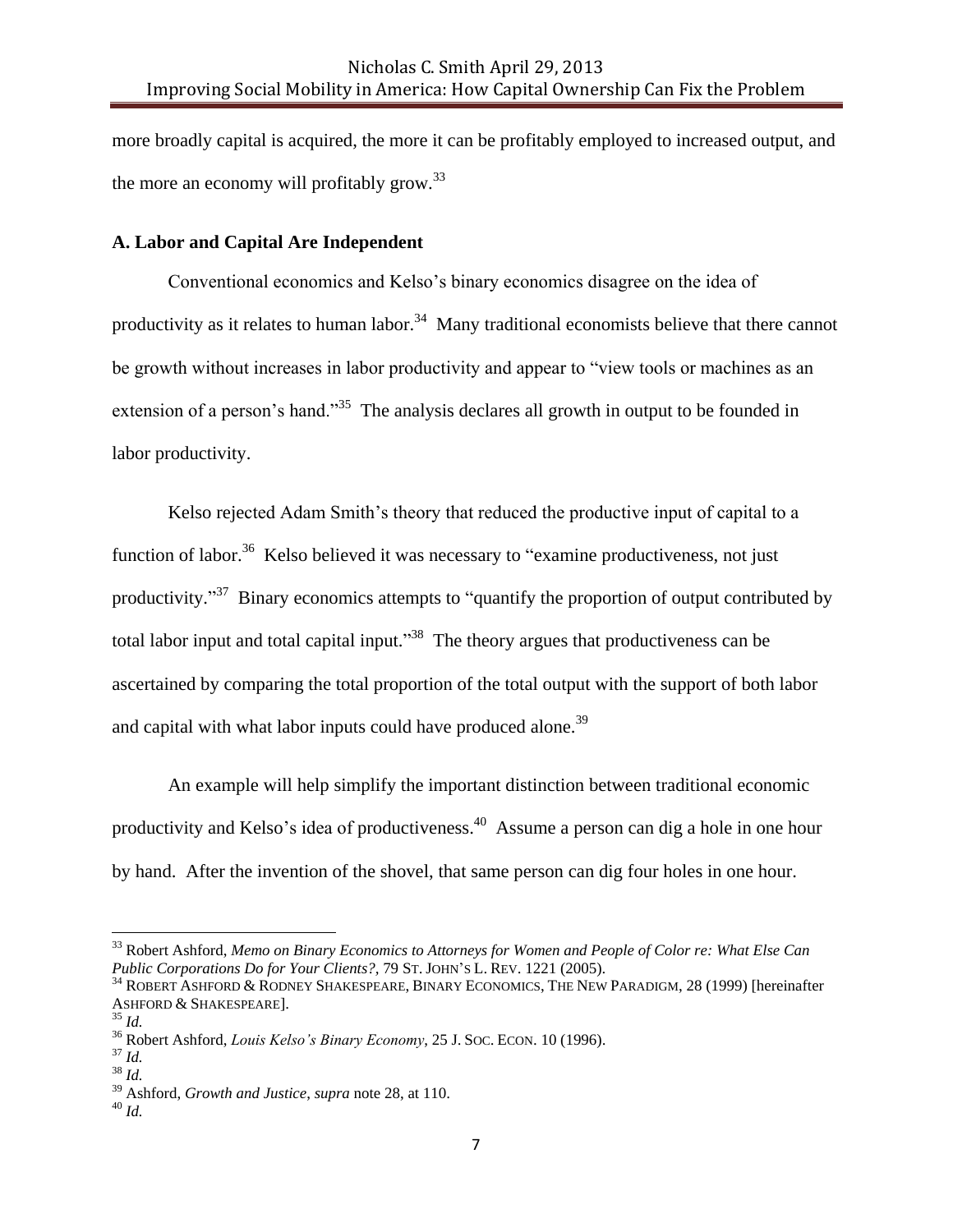more broadly capital is acquired, the more it can be profitably employed to increased output, and the more an economy will profitably grow.[33]

### A. Labor and Capital Are Independent

Conventional economics and Kelso's binary economics disagree on the idea of productivity as it relates to human labor.[34] Many traditional economists believe that there cannot be growth without increases in labor productivity and appear to "view tools or machines as an extension of a person's hand."[35] The analysis declares all growth in output to be founded in labor productivity.

Kelso rejected Adam Smith's theory that reduced the productive input of capital to a function of labor.[36] Kelso believed it was necessary to "examine productiveness, not just productivity."[37] Binary economics attempts to "quantify the proportion of output contributed by total labor input and total capital input."[38] The theory argues that productiveness can be ascertained by comparing the total proportion of the total output with the support of both labor and capital with what labor inputs could have produced alone.[39]

An example will help simplify the important distinction between traditional economic productivity and Kelso's idea of productiveness.[40] Assume a person can dig a hole in one hour by hand. After the invention of the shovel, that same person can dig four holes in one hour.

---

[33] Robert Ashford, *Memo on Binary Economics to Attorneys for Women and People of Color re: What Else Can Public Corporations Do for Your Clients?*, 79 ST. JOHN'S L. REV. 1221 (2005).

[34] ROBERT ASHFORD & RODNEY SHAKESPEARE, BINARY ECONOMICS, THE NEW PARADIGM, 28 (1999) [hereinafter ASHFORD & SHAKESPEARE].

[35] *Id.*

[36] Robert Ashford, *Louis Kelso's Binary Economy*, 25 J. SOC. ECON. 10 (1996).

[37] *Id.*

[38] *Id.*

[39] Ashford, *Growth and Justice*, *supra* note 28, at 110.

[40] *Id.*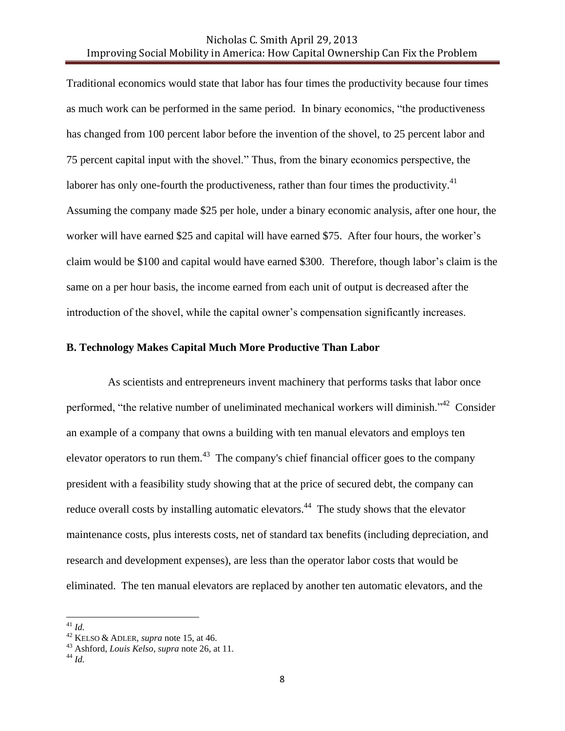Traditional economics would state that labor has four times the productivity because four times as much work can be performed in the same period. In binary economics, "the productiveness has changed from 100 percent labor before the invention of the shovel, to 25 percent labor and 75 percent capital input with the shovel." Thus, from the binary economics perspective, the laborer has only one-fourth the productiveness, rather than four times the productivity.[41] Assuming the company made $25 per hole, under a binary economic analysis, after one hour, the worker will have earned $25 and capital will have earned $75. After four hours, the worker's claim would be $100 and capital would have earned $300. Therefore, though labor's claim is the same on a per hour basis, the income earned from each unit of output is decreased after the introduction of the shovel, while the capital owner's compensation significantly increases.

**B. Technology Makes Capital Much More Productive Than Labor**

As scientists and entrepreneurs invent machinery that performs tasks that labor once performed, "the relative number of uneliminated mechanical workers will diminish."[42] Consider an example of a company that owns a building with ten manual elevators and employs ten elevator operators to run them.[43] The company's chief financial officer goes to the company president with a feasibility study showing that at the price of secured debt, the company can reduce overall costs by installing automatic elevators.[44] The study shows that the elevator maintenance costs, plus interests costs, net of standard tax benefits (including depreciation, and research and development expenses), are less than the operator labor costs that would be eliminated. The ten manual elevators are replaced by another ten automatic elevators, and the

---

[41] *Id.*

[42] KELSO & ADLER, *supra* note 15, at 46.

[43] Ashford, *Louis Kelso*, *supra* note 26, at 11.

[44] *Id.*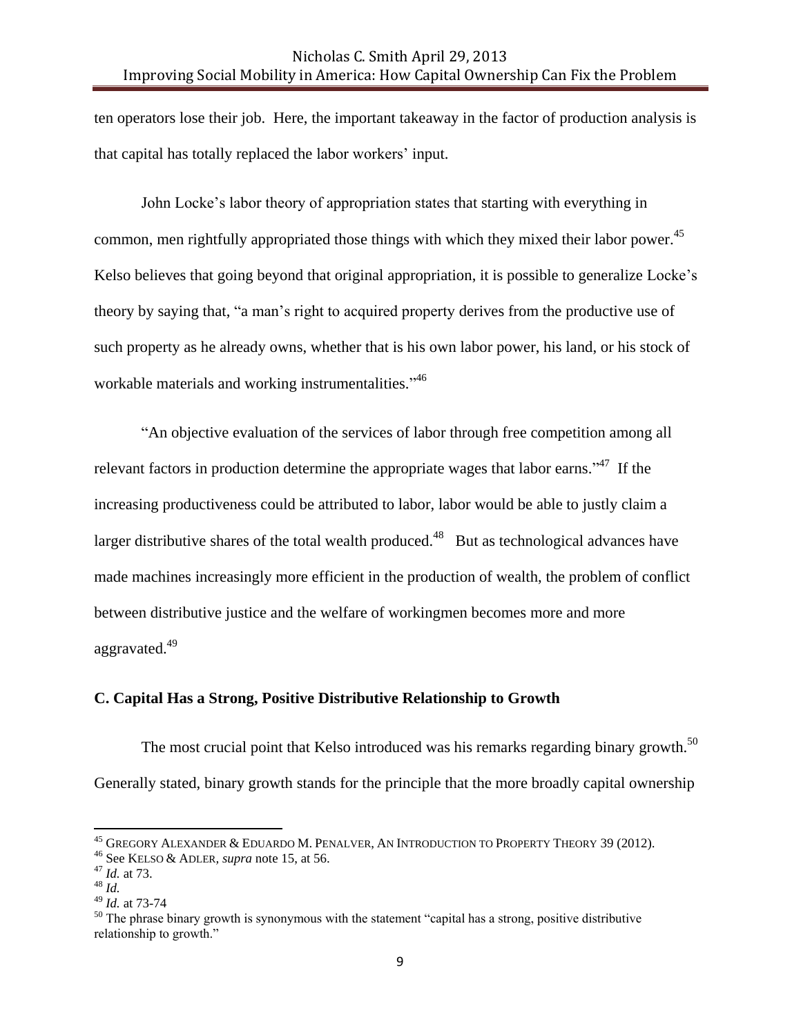ten operators lose their job. Here, the important takeaway in the factor of production analysis is that capital has totally replaced the labor workers' input.

John Locke's labor theory of appropriation states that starting with everything in common, men rightfully appropriated those things with which they mixed their labor power.[45] Kelso believes that going beyond that original appropriation, it is possible to generalize Locke's theory by saying that, "a man's right to acquired property derives from the productive use of such property as he already owns, whether that is his own labor power, his land, or his stock of workable materials and working instrumentalities."[46]

"An objective evaluation of the services of labor through free competition among all relevant factors in production determine the appropriate wages that labor earns."[47] If the increasing productiveness could be attributed to labor, labor would be able to justly claim a larger distributive shares of the total wealth produced.[48] But as technological advances have made machines increasingly more efficient in the production of wealth, the problem of conflict between distributive justice and the welfare of workingmen becomes more and more aggravated.[49]

### C. Capital Has a Strong, Positive Distributive Relationship to Growth

The most crucial point that Kelso introduced was his remarks regarding binary growth.[50] Generally stated, binary growth stands for the principle that the more broadly capital ownership

---

[45] GREGORY ALEXANDER & EDUARDO M. PENALVER, AN INTRODUCTION TO PROPERTY THEORY 39 (2012).

[46] See KELSO & ADLER, *supra* note 15, at 56.

[47] *Id.* at 73.

[48] *Id.*

[49] *Id.* at 73-74

[50] The phrase binary growth is synonymous with the statement "capital has a strong, positive distributive relationship to growth."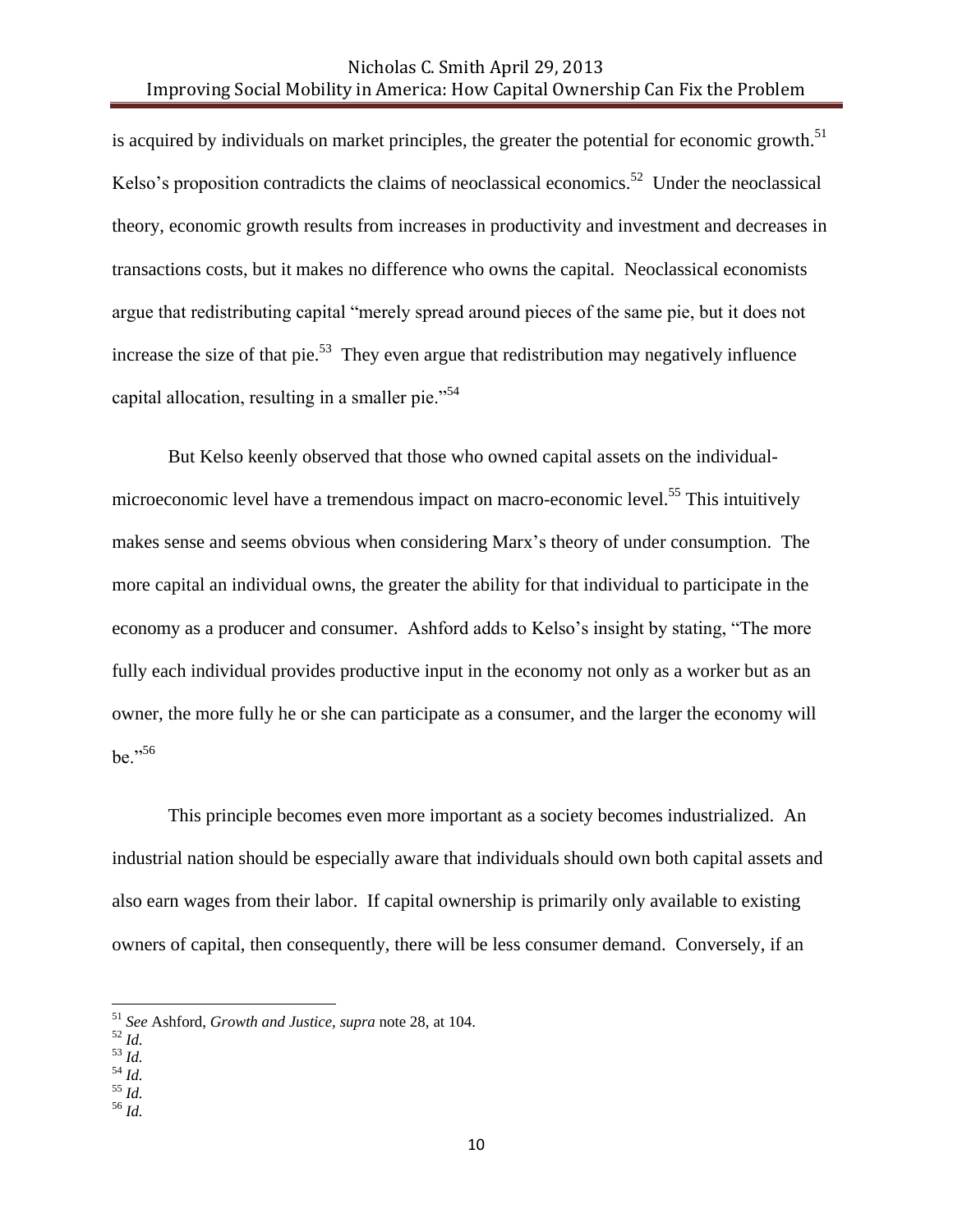is acquired by individuals on market principles, the greater the potential for economic growth.[51] Kelso's proposition contradicts the claims of neoclassical economics.[52] Under the neoclassical theory, economic growth results from increases in productivity and investment and decreases in transactions costs, but it makes no difference who owns the capital. Neoclassical economists argue that redistributing capital "merely spread around pieces of the same pie, but it does not increase the size of that pie.[53] They even argue that redistribution may negatively influence capital allocation, resulting in a smaller pie."[54]

But Kelso keenly observed that those who owned capital assets on the individual-microeconomic level have a tremendous impact on macro-economic level.[55] This intuitively makes sense and seems obvious when considering Marx's theory of under consumption. The more capital an individual owns, the greater the ability for that individual to participate in the economy as a producer and consumer. Ashford adds to Kelso's insight by stating, "The more fully each individual provides productive input in the economy not only as a worker but as an owner, the more fully he or she can participate as a consumer, and the larger the economy will be."[56]

This principle becomes even more important as a society becomes industrialized. An industrial nation should be especially aware that individuals should own both capital assets and also earn wages from their labor. If capital ownership is primarily only available to existing owners of capital, then consequently, there will be less consumer demand. Conversely, if an

---

[51] *See* Ashford, *Growth and Justice*, *supra* note 28, at 104.
[52] *Id.*
[53] *Id.*
[54] *Id.*
[55] *Id.*
[56] *Id.*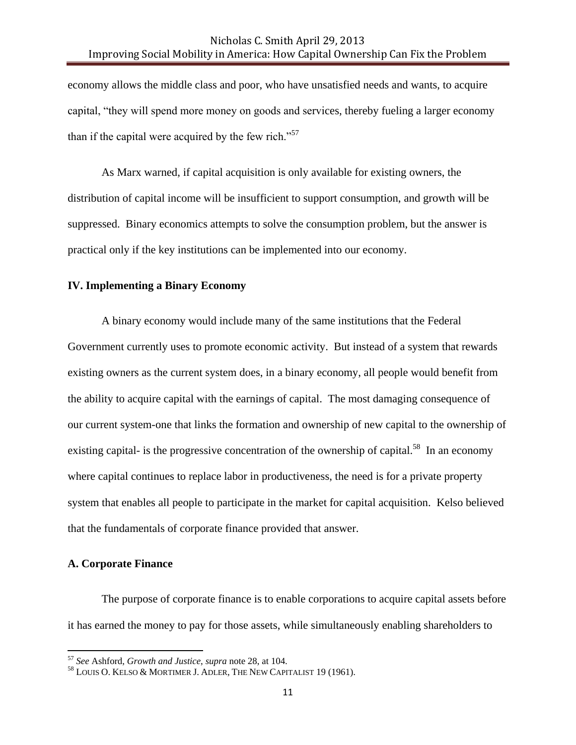economy allows the middle class and poor, who have unsatisfied needs and wants, to acquire capital, "they will spend more money on goods and services, thereby fueling a larger economy than if the capital were acquired by the few rich."[57]

As Marx warned, if capital acquisition is only available for existing owners, the distribution of capital income will be insufficient to support consumption, and growth will be suppressed. Binary economics attempts to solve the consumption problem, but the answer is practical only if the key institutions can be implemented into our economy.

## IV. Implementing a Binary Economy

A binary economy would include many of the same institutions that the Federal Government currently uses to promote economic activity. But instead of a system that rewards existing owners as the current system does, in a binary economy, all people would benefit from the ability to acquire capital with the earnings of capital. The most damaging consequence of our current system-one that links the formation and ownership of new capital to the ownership of existing capital- is the progressive concentration of the ownership of capital.[58] In an economy where capital continues to replace labor in productiveness, the need is for a private property system that enables all people to participate in the market for capital acquisition. Kelso believed that the fundamentals of corporate finance provided that answer.

### A. Corporate Finance

The purpose of corporate finance is to enable corporations to acquire capital assets before it has earned the money to pay for those assets, while simultaneously enabling shareholders to

---

[57] *See* Ashford, *Growth and Justice*, *supra* note 28, at 104.

[58] LOUIS O. KELSO & MORTIMER J. ADLER, THE NEW CAPITALIST 19 (1961).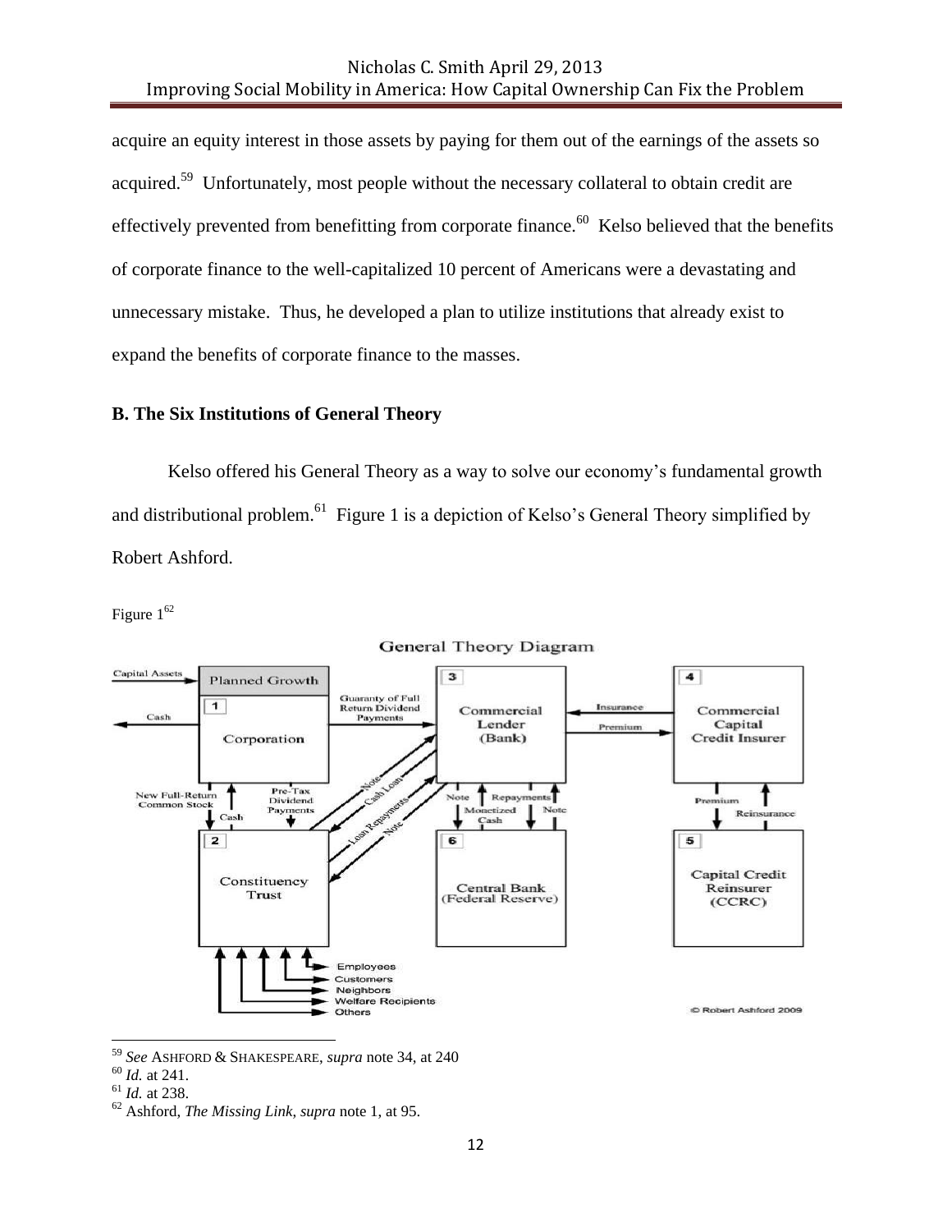acquire an equity interest in those assets by paying for them out of the earnings of the assets so acquired.[59] Unfortunately, most people without the necessary collateral to obtain credit are effectively prevented from benefitting from corporate finance.[60] Kelso believed that the benefits of corporate finance to the well-capitalized 10 percent of Americans were a devastating and unnecessary mistake. Thus, he developed a plan to utilize institutions that already exist to expand the benefits of corporate finance to the masses.

## B. The Six Institutions of General Theory

Kelso offered his General Theory as a way to solve our economy's fundamental growth and distributional problem.[61] Figure 1 is a depiction of Kelso's General Theory simplified by Robert Ashford.

Figure 1[62]

General Theory Diagram

Capital Assets → Planned Growth; 1 Corporation; Cash; Guaranty of Full Return Dividend Payments; 3 Commercial Lender (Bank); Insurance; Premium; 4 Commercial Capital Credit Insurer; New Full-Return Common Stock; Cash; Pre-Tax Dividend Payments; Note; Cash Loan; Loan Repayments; Note; Note; Repayments; Monetized Cash; Note; Premium; Reinsurance; 2 Constituency Trust; 6 Central Bank (Federal Reserve); 5 Capital Credit Reinsurer (CCRC); Employees; Customers; Neighbors; Welfare Recipients; Others

© Robert Ashford 2009

---

[59] *See* ASHFORD & SHAKESPEARE, *supra* note 34, at 240

[60] *Id.* at 241.

[61] *Id.* at 238.

[62] Ashford, *The Missing Link*, *supra* note 1, at 95.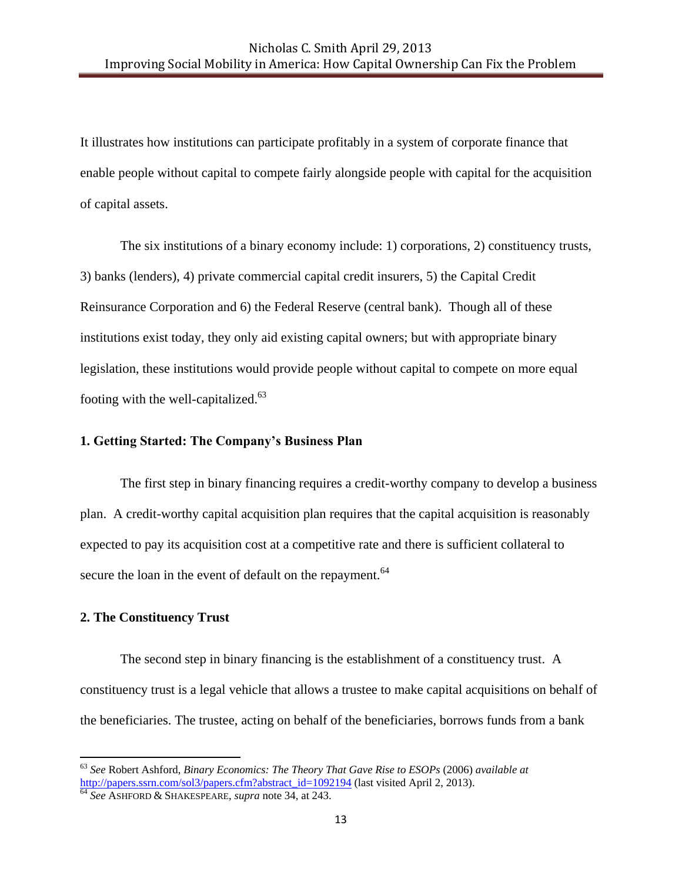It illustrates how institutions can participate profitably in a system of corporate finance that enable people without capital to compete fairly alongside people with capital for the acquisition of capital assets.

The six institutions of a binary economy include: 1) corporations, 2) constituency trusts, 3) banks (lenders), 4) private commercial capital credit insurers, 5) the Capital Credit Reinsurance Corporation and 6) the Federal Reserve (central bank). Though all of these institutions exist today, they only aid existing capital owners; but with appropriate binary legislation, these institutions would provide people without capital to compete on more equal footing with the well-capitalized.[63]

**1. Getting Started: The Company's Business Plan**

The first step in binary financing requires a credit-worthy company to develop a business plan. A credit-worthy capital acquisition plan requires that the capital acquisition is reasonably expected to pay its acquisition cost at a competitive rate and there is sufficient collateral to secure the loan in the event of default on the repayment.[64]

**2. The Constituency Trust**

The second step in binary financing is the establishment of a constituency trust. A constituency trust is a legal vehicle that allows a trustee to make capital acquisitions on behalf of the beneficiaries. The trustee, acting on behalf of the beneficiaries, borrows funds from a bank

---

[63] *See* Robert Ashford, *Binary Economics: The Theory That Gave Rise to ESOPs* (2006) *available at* http://papers.ssrn.com/sol3/papers.cfm?abstract_id=1092194 (last visited April 2, 2013).

[64] *See* ASHFORD & SHAKESPEARE, *supra* note 34, at 243.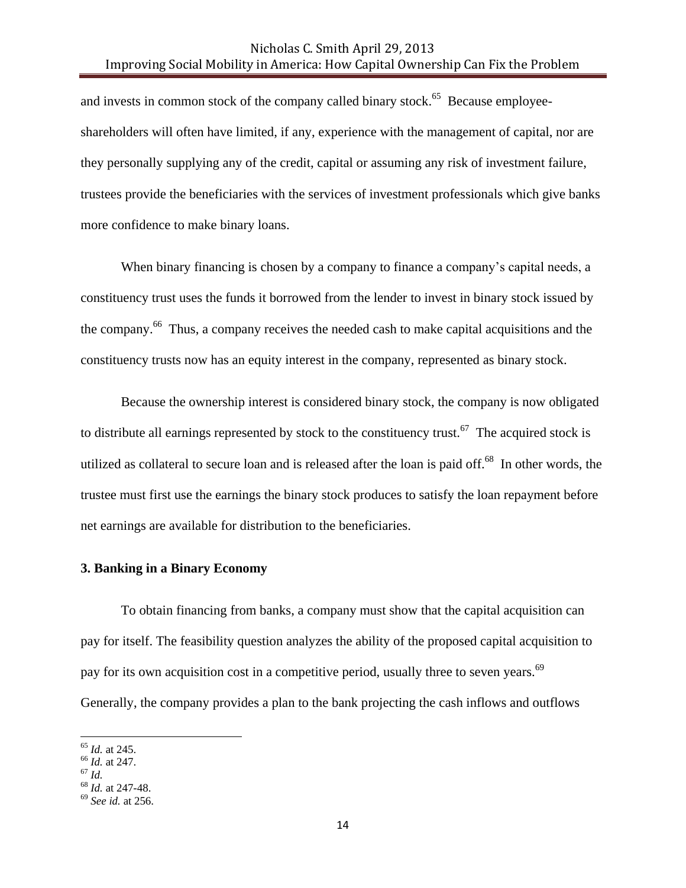and invests in common stock of the company called binary stock.[65] Because employee-shareholders will often have limited, if any, experience with the management of capital, nor are they personally supplying any of the credit, capital or assuming any risk of investment failure, trustees provide the beneficiaries with the services of investment professionals which give banks more confidence to make binary loans.

When binary financing is chosen by a company to finance a company's capital needs, a constituency trust uses the funds it borrowed from the lender to invest in binary stock issued by the company.[66] Thus, a company receives the needed cash to make capital acquisitions and the constituency trusts now has an equity interest in the company, represented as binary stock.

Because the ownership interest is considered binary stock, the company is now obligated to distribute all earnings represented by stock to the constituency trust.[67] The acquired stock is utilized as collateral to secure loan and is released after the loan is paid off.[68] In other words, the trustee must first use the earnings the binary stock produces to satisfy the loan repayment before net earnings are available for distribution to the beneficiaries.

**3. Banking in a Binary Economy**

To obtain financing from banks, a company must show that the capital acquisition can pay for itself. The feasibility question analyzes the ability of the proposed capital acquisition to pay for its own acquisition cost in a competitive period, usually three to seven years.[69] Generally, the company provides a plan to the bank projecting the cash inflows and outflows

---

[65] *Id.* at 245.
[66] *Id.* at 247.
[67] *Id.*
[68] *Id.* at 247-48.
[69] *See id.* at 256.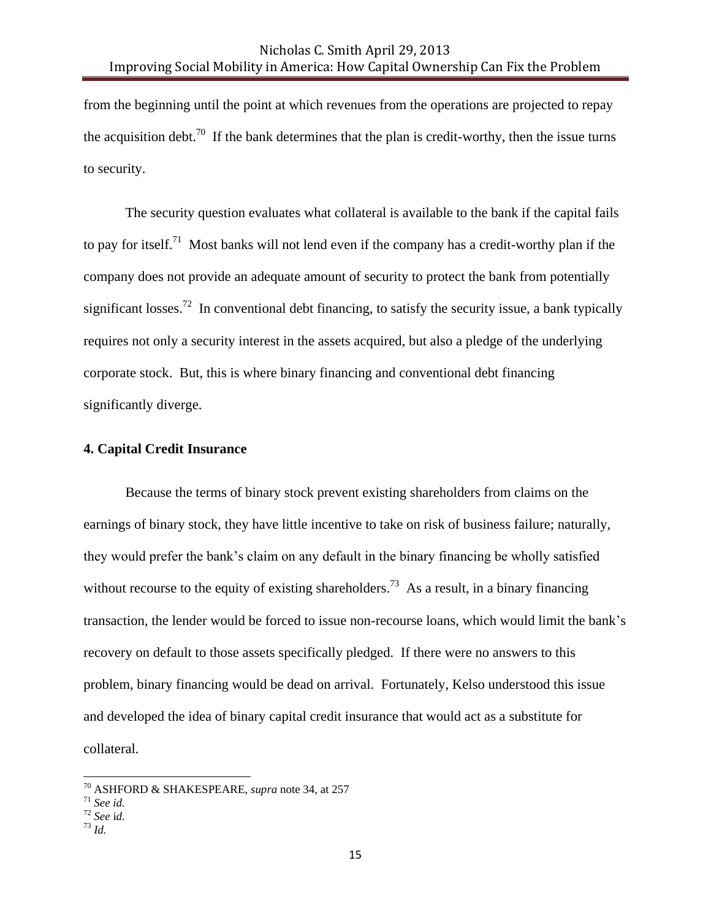from the beginning until the point at which revenues from the operations are projected to repay the acquisition debt.[70] If the bank determines that the plan is credit-worthy, then the issue turns to security.

The security question evaluates what collateral is available to the bank if the capital fails to pay for itself.[71] Most banks will not lend even if the company has a credit-worthy plan if the company does not provide an adequate amount of security to protect the bank from potentially significant losses.[72] In conventional debt financing, to satisfy the security issue, a bank typically requires not only a security interest in the assets acquired, but also a pledge of the underlying corporate stock. But, this is where binary financing and conventional debt financing significantly diverge.

**4. Capital Credit Insurance**

Because the terms of binary stock prevent existing shareholders from claims on the earnings of binary stock, they have little incentive to take on risk of business failure; naturally, they would prefer the bank's claim on any default in the binary financing be wholly satisfied without recourse to the equity of existing shareholders.[73] As a result, in a binary financing transaction, the lender would be forced to issue non-recourse loans, which would limit the bank's recovery on default to those assets specifically pledged. If there were no answers to this problem, binary financing would be dead on arrival. Fortunately, Kelso understood this issue and developed the idea of binary capital credit insurance that would act as a substitute for collateral.

---

[70] ASHFORD & SHAKESPEARE, *supra* note 34, at 257

[71] *See id.*

[72] *See* i*d.*

[73] *Id.*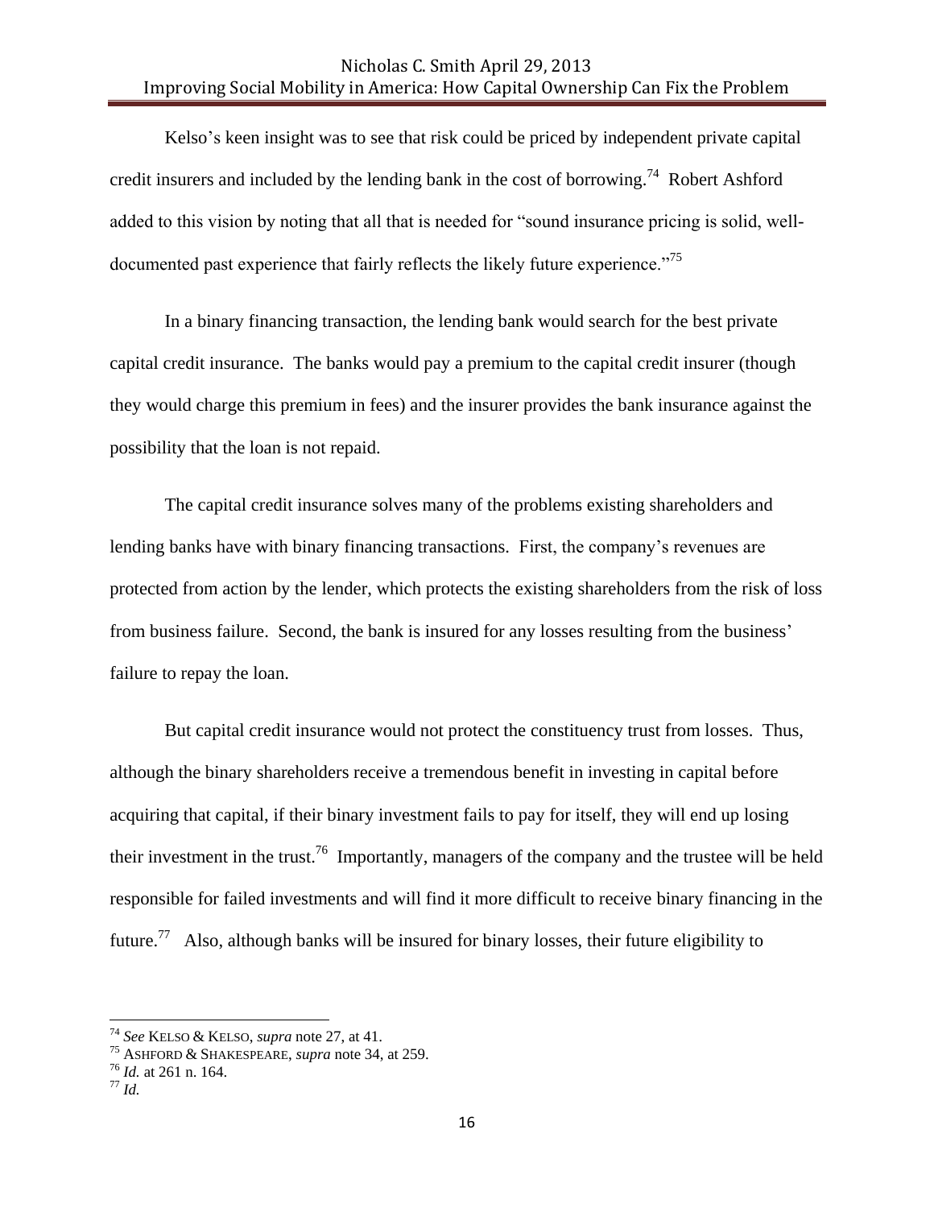Kelso's keen insight was to see that risk could be priced by independent private capital credit insurers and included by the lending bank in the cost of borrowing.[74] Robert Ashford added to this vision by noting that all that is needed for "sound insurance pricing is solid, well-documented past experience that fairly reflects the likely future experience."[75]

In a binary financing transaction, the lending bank would search for the best private capital credit insurance. The banks would pay a premium to the capital credit insurer (though they would charge this premium in fees) and the insurer provides the bank insurance against the possibility that the loan is not repaid.

The capital credit insurance solves many of the problems existing shareholders and lending banks have with binary financing transactions. First, the company's revenues are protected from action by the lender, which protects the existing shareholders from the risk of loss from business failure. Second, the bank is insured for any losses resulting from the business' failure to repay the loan.

But capital credit insurance would not protect the constituency trust from losses. Thus, although the binary shareholders receive a tremendous benefit in investing in capital before acquiring that capital, if their binary investment fails to pay for itself, they will end up losing their investment in the trust.[76] Importantly, managers of the company and the trustee will be held responsible for failed investments and will find it more difficult to receive binary financing in the future.[77] Also, although banks will be insured for binary losses, their future eligibility to

---

[74] *See* KELSO & KELSO, *supra* note 27, at 41.

[75] ASHFORD & SHAKESPEARE, *supra* note 34, at 259.

[76] *Id.* at 261 n. 164.

[77] *Id.*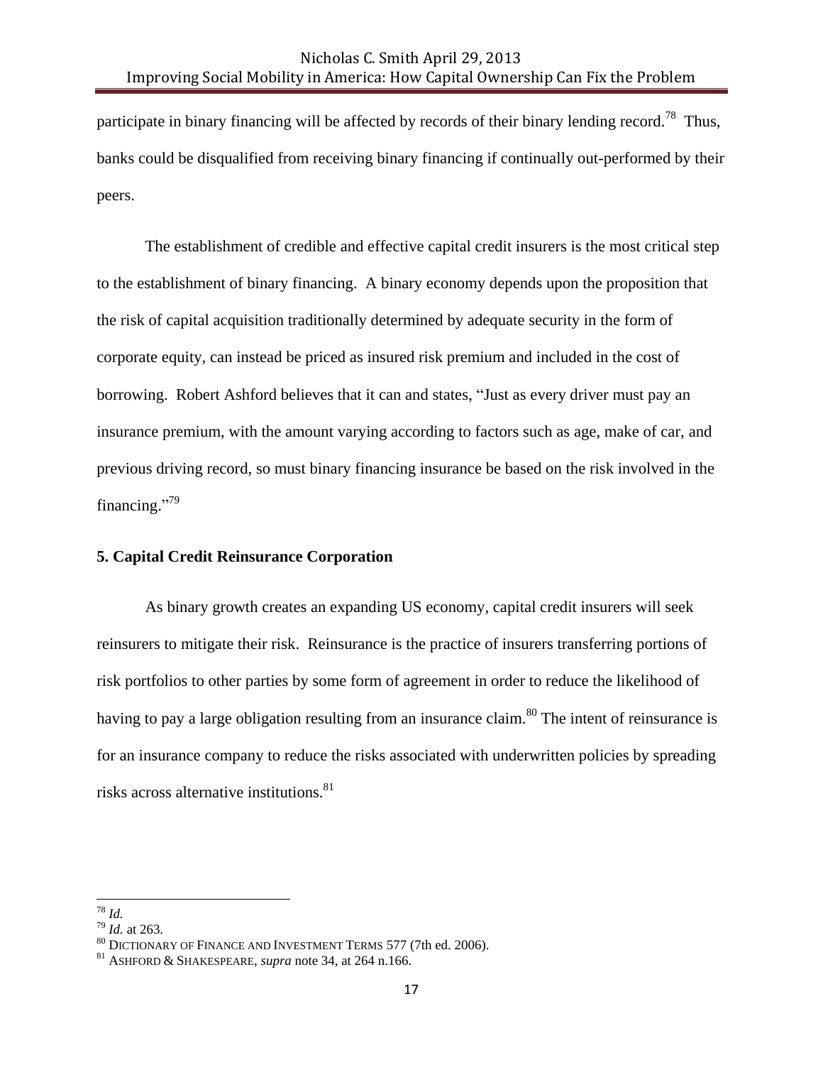participate in binary financing will be affected by records of their binary lending record.[78] Thus, banks could be disqualified from receiving binary financing if continually out-performed by their peers.

The establishment of credible and effective capital credit insurers is the most critical step to the establishment of binary financing. A binary economy depends upon the proposition that the risk of capital acquisition traditionally determined by adequate security in the form of corporate equity, can instead be priced as insured risk premium and included in the cost of borrowing. Robert Ashford believes that it can and states, "Just as every driver must pay an insurance premium, with the amount varying according to factors such as age, make of car, and previous driving record, so must binary financing insurance be based on the risk involved in the financing."[79]

**5. Capital Credit Reinsurance Corporation**

As binary growth creates an expanding US economy, capital credit insurers will seek reinsurers to mitigate their risk. Reinsurance is the practice of insurers transferring portions of risk portfolios to other parties by some form of agreement in order to reduce the likelihood of having to pay a large obligation resulting from an insurance claim.[80] The intent of reinsurance is for an insurance company to reduce the risks associated with underwritten policies by spreading risks across alternative institutions.[81]

---

[78] *Id.*

[79] *Id.* at 263.

[80] DICTIONARY OF FINANCE AND INVESTMENT TERMS 577 (7th ed. 2006).

[81] ASHFORD & SHAKESPEARE, *supra* note 34, at 264 n.166.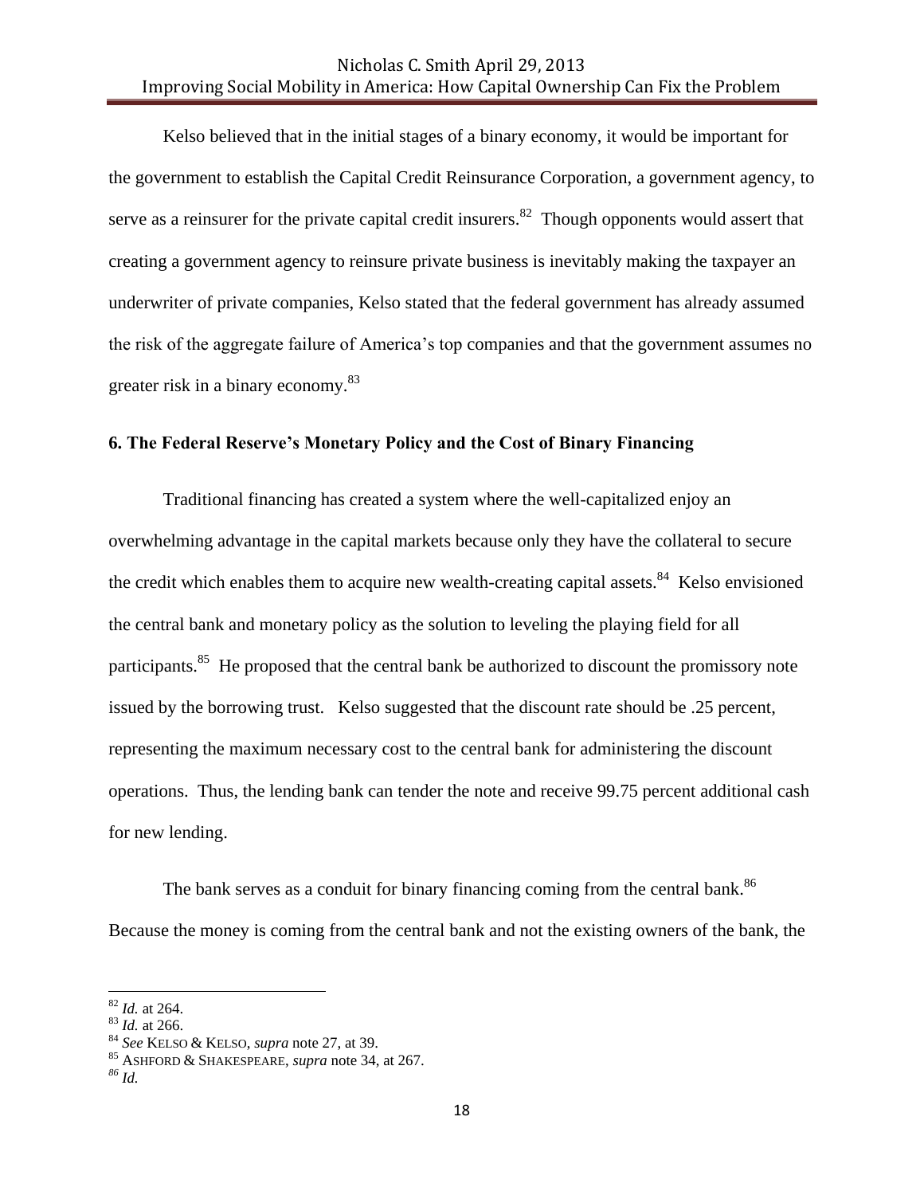Kelso believed that in the initial stages of a binary economy, it would be important for the government to establish the Capital Credit Reinsurance Corporation, a government agency, to serve as a reinsurer for the private capital credit insurers.[82] Though opponents would assert that creating a government agency to reinsure private business is inevitably making the taxpayer an underwriter of private companies, Kelso stated that the federal government has already assumed the risk of the aggregate failure of America's top companies and that the government assumes no greater risk in a binary economy.[83]

**6. The Federal Reserve's Monetary Policy and the Cost of Binary Financing**

Traditional financing has created a system where the well-capitalized enjoy an overwhelming advantage in the capital markets because only they have the collateral to secure the credit which enables them to acquire new wealth-creating capital assets.[84] Kelso envisioned the central bank and monetary policy as the solution to leveling the playing field for all participants.[85] He proposed that the central bank be authorized to discount the promissory note issued by the borrowing trust. Kelso suggested that the discount rate should be .25 percent, representing the maximum necessary cost to the central bank for administering the discount operations. Thus, the lending bank can tender the note and receive 99.75 percent additional cash for new lending.

The bank serves as a conduit for binary financing coming from the central bank.[86] Because the money is coming from the central bank and not the existing owners of the bank, the

---

[82] *Id.* at 264.
[83] *Id.* at 266.
[84] *See* KELSO & KELSO, *supra* note 27, at 39.
[85] ASHFORD & SHAKESPEARE, *supra* note 34, at 267.
[86] *Id.*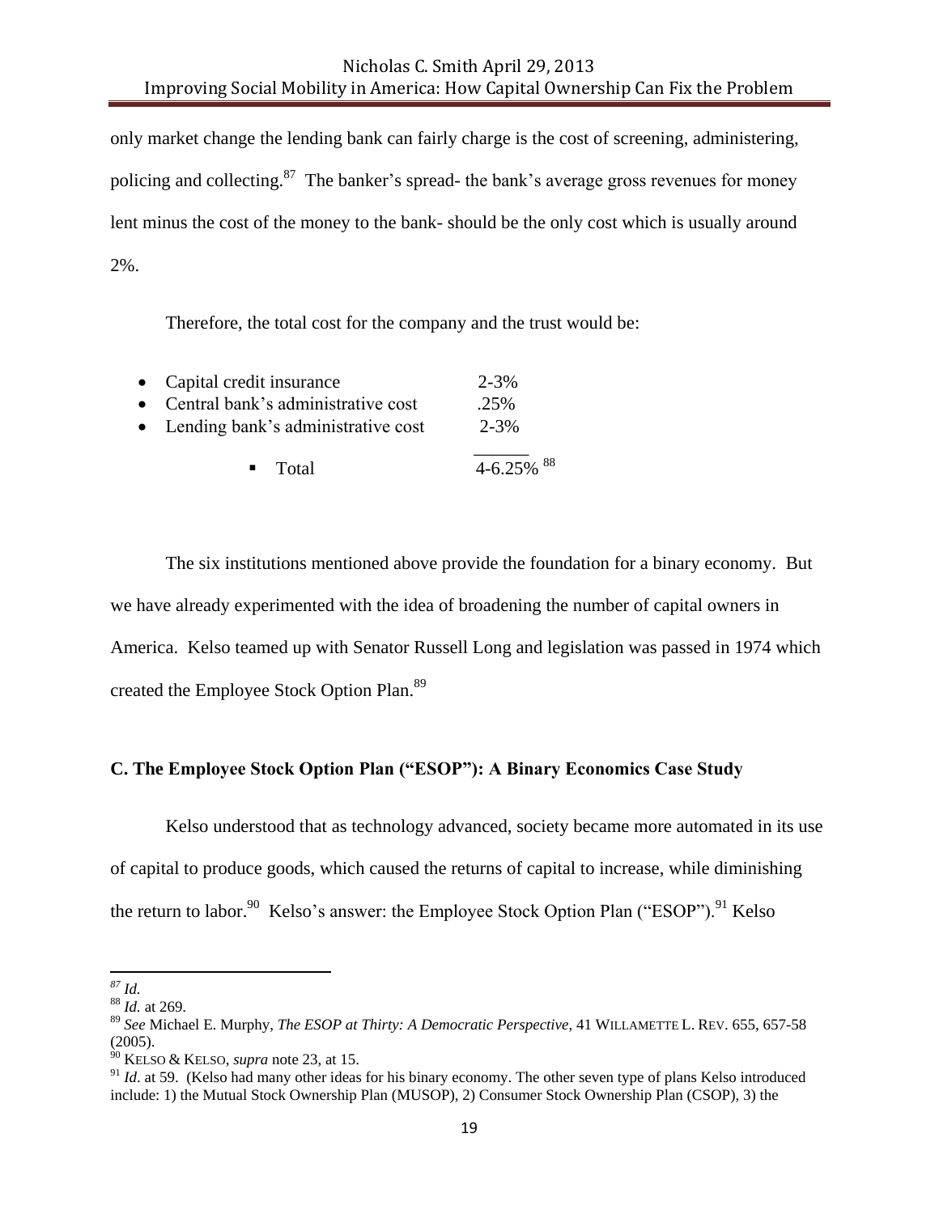only market change the lending bank can fairly charge is the cost of screening, administering, policing and collecting.[87] The banker's spread- the bank's average gross revenues for money lent minus the cost of the money to the bank- should be the only cost which is usually around 2%.

Therefore, the total cost for the company and the trust would be:

- Capital credit insurance 2-3%
- Central bank's administrative cost .25%
- Lending bank's administrative cost 2-3%
  - Total 4-6.25%[88]

The six institutions mentioned above provide the foundation for a binary economy. But we have already experimented with the idea of broadening the number of capital owners in America. Kelso teamed up with Senator Russell Long and legislation was passed in 1974 which created the Employee Stock Option Plan.[89]

**C. The Employee Stock Option Plan ("ESOP"): A Binary Economics Case Study**

Kelso understood that as technology advanced, society became more automated in its use of capital to produce goods, which caused the returns of capital to increase, while diminishing the return to labor.[90] Kelso's answer: the Employee Stock Option Plan ("ESOP").[91] Kelso

---

[87] *Id.*

[88] *Id.* at 269.

[89] *See* Michael E. Murphy, *The ESOP at Thirty: A Democratic Perspective*, 41 WILLAMETTE L. REV. 655, 657-58 (2005).

[90] KELSO & KELSO, *supra* note 23, at 15.

[91] *Id*. at 59. (Kelso had many other ideas for his binary economy. The other seven type of plans Kelso introduced include: 1) the Mutual Stock Ownership Plan (MUSOP), 2) Consumer Stock Ownership Plan (CSOP), 3) the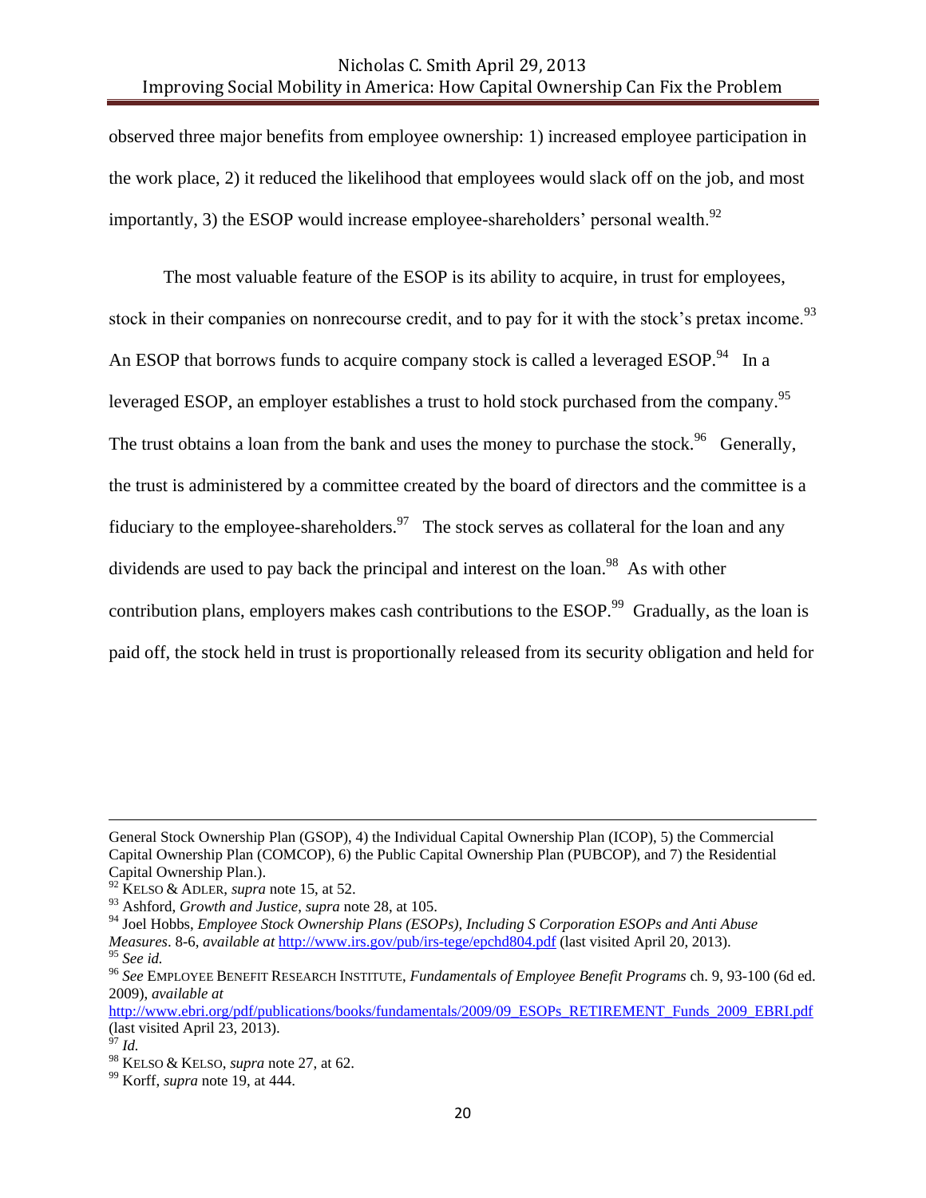observed three major benefits from employee ownership: 1) increased employee participation in the work place, 2) it reduced the likelihood that employees would slack off on the job, and most importantly, 3) the ESOP would increase employee-shareholders' personal wealth.[92]

The most valuable feature of the ESOP is its ability to acquire, in trust for employees, stock in their companies on nonrecourse credit, and to pay for it with the stock's pretax income.[93] An ESOP that borrows funds to acquire company stock is called a leveraged ESOP.[94] In a leveraged ESOP, an employer establishes a trust to hold stock purchased from the company.[95] The trust obtains a loan from the bank and uses the money to purchase the stock.[96] Generally, the trust is administered by a committee created by the board of directors and the committee is a fiduciary to the employee-shareholders.[97] The stock serves as collateral for the loan and any dividends are used to pay back the principal and interest on the loan.[98] As with other contribution plans, employers makes cash contributions to the ESOP.[99] Gradually, as the loan is paid off, the stock held in trust is proportionally released from its security obligation and held for

---

General Stock Ownership Plan (GSOP), 4) the Individual Capital Ownership Plan (ICOP), 5) the Commercial Capital Ownership Plan (COMCOP), 6) the Public Capital Ownership Plan (PUBCOP), and 7) the Residential Capital Ownership Plan.).

[92] KELSO & ADLER, *supra* note 15, at 52.

[93] Ashford, *Growth and Justice*, *supra* note 28, at 105.

[94] Joel Hobbs, *Employee Stock Ownership Plans (ESOPs), Including S Corporation ESOPs and Anti Abuse Measures*. 8-6, *available at* http://www.irs.gov/pub/irs-tege/epchd804.pdf (last visited April 20, 2013).

[95] *See id.*

[96] *See* EMPLOYEE BENEFIT RESEARCH INSTITUTE, *Fundamentals of Employee Benefit Programs* ch. 9, 93-100 (6d ed. 2009), *available at* http://www.ebri.org/pdf/publications/books/fundamentals/2009/09_ESOPs_RETIREMENT_Funds_2009_EBRI.pdf (last visited April 23, 2013).

[97] *Id.*

[98] KELSO & KELSO, *supra* note 27, at 62.

[99] Korff, *supra* note 19, at 444.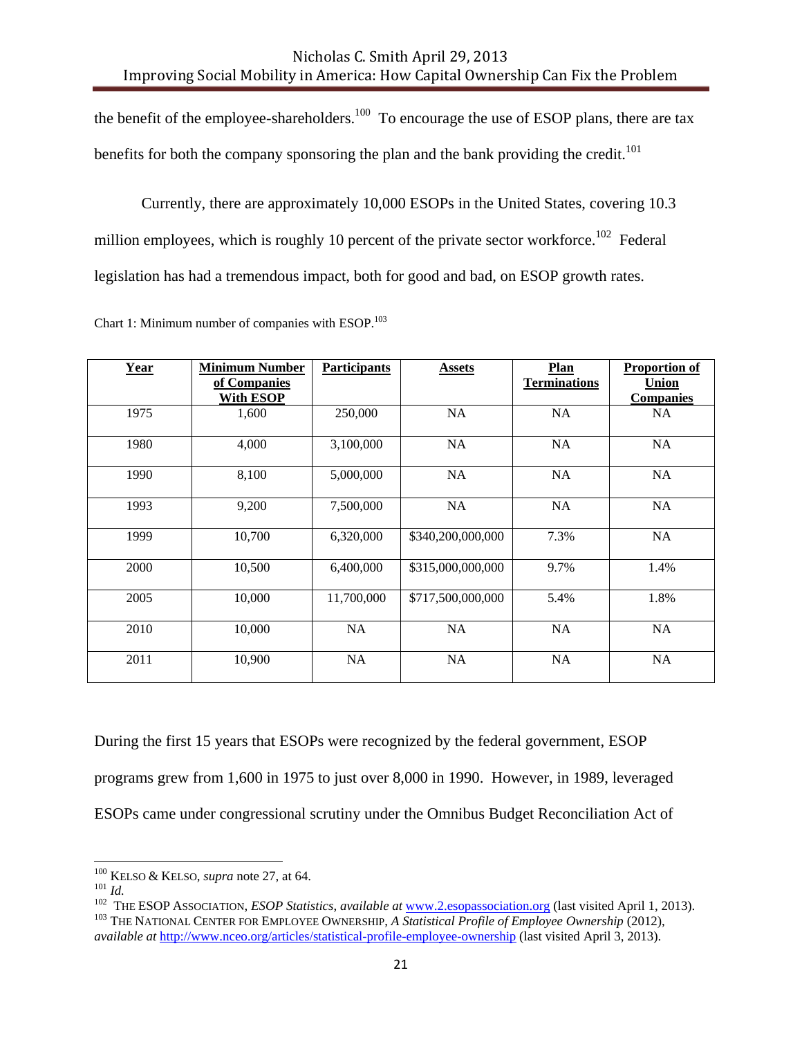the benefit of the employee-shareholders.[100] To encourage the use of ESOP plans, there are tax benefits for both the company sponsoring the plan and the bank providing the credit.[101]

Currently, there are approximately 10,000 ESOPs in the United States, covering 10.3 million employees, which is roughly 10 percent of the private sector workforce.[102] Federal legislation has had a tremendous impact, both for good and bad, on ESOP growth rates.

Chart 1: Minimum number of companies with ESOP.[103]

| **Year** | **Minimum Number of Companies With ESOP** | **Participants** | **Assets** | **Plan Terminations** | **Proportion of Union Companies** |
|---|---|---|---|---|---|
| 1975 | 1,600 | 250,000 | NA | NA | NA |
| 1980 | 4,000 | 3,100,000 | NA | NA | NA |
| 1990 | 8,100 | 5,000,000 | NA | NA | NA |
| 1993 | 9,200 | 7,500,000 | NA | NA | NA |
| 1999 | 10,700 | 6,320,000 | $340,200,000,000 | 7.3% | NA |
| 2000 | 10,500 | 6,400,000 | $315,000,000,000 | 9.7% | 1.4% |
| 2005 | 10,000 | 11,700,000 | $717,500,000,000 | 5.4% | 1.8% |
| 2010 | 10,000 | NA | NA | NA | NA |
| 2011 | 10,900 | NA | NA | NA | NA |

During the first 15 years that ESOPs were recognized by the federal government, ESOP programs grew from 1,600 in 1975 to just over 8,000 in 1990. However, in 1989, leveraged ESOPs came under congressional scrutiny under the Omnibus Budget Reconciliation Act of

---

[100] KELSO & KELSO, *supra* note 27, at 64.

[101] *Id.*

[102] THE ESOP ASSOCIATION, *ESOP Statistics*, *available at* www.2.esopassociation.org (last visited April 1, 2013).

[103] THE NATIONAL CENTER FOR EMPLOYEE OWNERSHIP, *A Statistical Profile of Employee Ownership* (2012), *available at* http://www.nceo.org/articles/statistical-profile-employee-ownership (last visited April 3, 2013).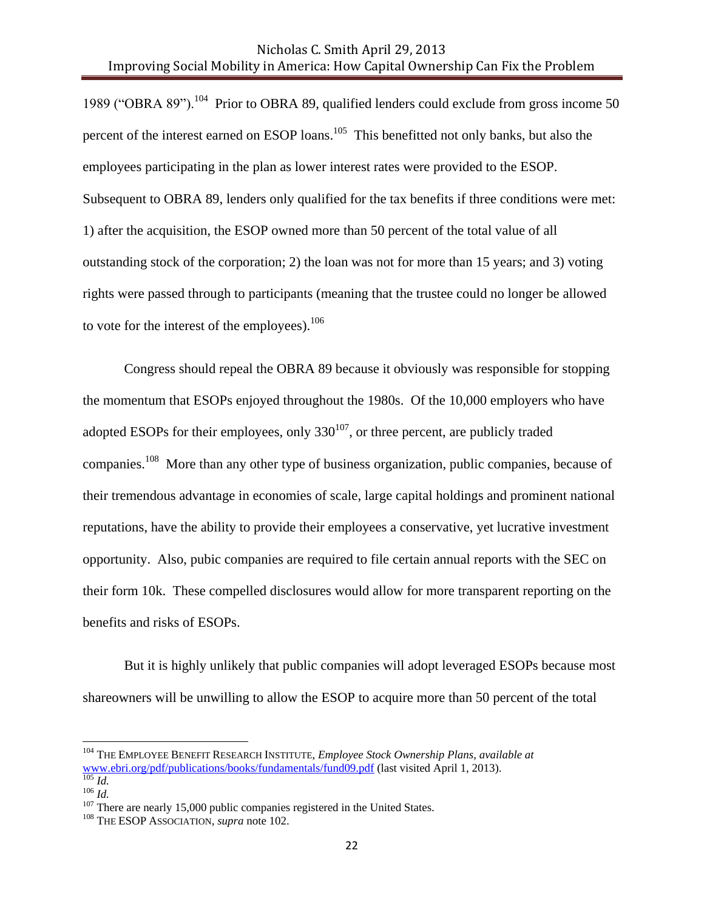1989 ("OBRA 89").[104] Prior to OBRA 89, qualified lenders could exclude from gross income 50 percent of the interest earned on ESOP loans.[105] This benefitted not only banks, but also the employees participating in the plan as lower interest rates were provided to the ESOP. Subsequent to OBRA 89, lenders only qualified for the tax benefits if three conditions were met: 1) after the acquisition, the ESOP owned more than 50 percent of the total value of all outstanding stock of the corporation; 2) the loan was not for more than 15 years; and 3) voting rights were passed through to participants (meaning that the trustee could no longer be allowed to vote for the interest of the employees).[106]

Congress should repeal the OBRA 89 because it obviously was responsible for stopping the momentum that ESOPs enjoyed throughout the 1980s. Of the 10,000 employers who have adopted ESOPs for their employees, only 330[107], or three percent, are publicly traded companies.[108] More than any other type of business organization, public companies, because of their tremendous advantage in economies of scale, large capital holdings and prominent national reputations, have the ability to provide their employees a conservative, yet lucrative investment opportunity. Also, pubic companies are required to file certain annual reports with the SEC on their form 10k. These compelled disclosures would allow for more transparent reporting on the benefits and risks of ESOPs.

But it is highly unlikely that public companies will adopt leveraged ESOPs because most shareowners will be unwilling to allow the ESOP to acquire more than 50 percent of the total

---

[104] THE EMPLOYEE BENEFIT RESEARCH INSTITUTE, *Employee Stock Ownership Plans*, *available at* www.ebri.org/pdf/publications/books/fundamentals/fund09.pdf (last visited April 1, 2013).
[105] *Id.*
[106] *Id.*
[107] There are nearly 15,000 public companies registered in the United States.
[108] THE ESOP ASSOCIATION, *supra* note 102.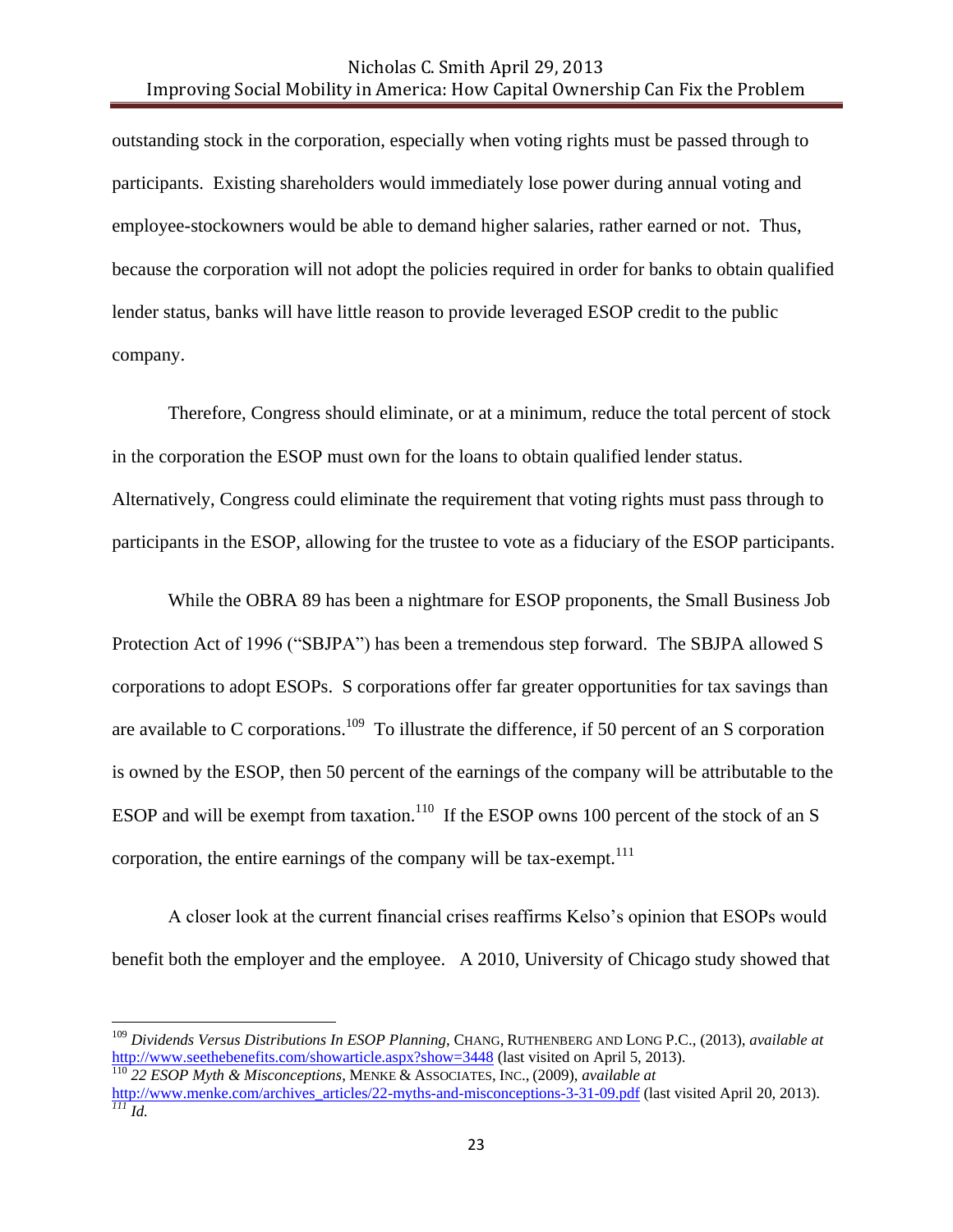outstanding stock in the corporation, especially when voting rights must be passed through to participants. Existing shareholders would immediately lose power during annual voting and employee-stockowners would be able to demand higher salaries, rather earned or not. Thus, because the corporation will not adopt the policies required in order for banks to obtain qualified lender status, banks will have little reason to provide leveraged ESOP credit to the public company.

Therefore, Congress should eliminate, or at a minimum, reduce the total percent of stock in the corporation the ESOP must own for the loans to obtain qualified lender status. Alternatively, Congress could eliminate the requirement that voting rights must pass through to participants in the ESOP, allowing for the trustee to vote as a fiduciary of the ESOP participants.

While the OBRA 89 has been a nightmare for ESOP proponents, the Small Business Job Protection Act of 1996 ("SBJPA") has been a tremendous step forward. The SBJPA allowed S corporations to adopt ESOPs. S corporations offer far greater opportunities for tax savings than are available to C corporations.[109] To illustrate the difference, if 50 percent of an S corporation is owned by the ESOP, then 50 percent of the earnings of the company will be attributable to the ESOP and will be exempt from taxation.[110] If the ESOP owns 100 percent of the stock of an S corporation, the entire earnings of the company will be tax-exempt.[111]

A closer look at the current financial crises reaffirms Kelso's opinion that ESOPs would benefit both the employer and the employee. A 2010, University of Chicago study showed that

---

[109] *Dividends Versus Distributions In ESOP Planning*, CHANG, RUTHENBERG AND LONG P.C., (2013), *available at* http://www.seethebenefits.com/showarticle.aspx?show=3448 (last visited on April 5, 2013).

[110] *22 ESOP Myth & Misconceptions*, MENKE & ASSOCIATES, INC., (2009), *available at* http://www.menke.com/archives_articles/22-myths-and-misconceptions-3-31-09.pdf (last visited April 20, 2013).

[111] *Id.*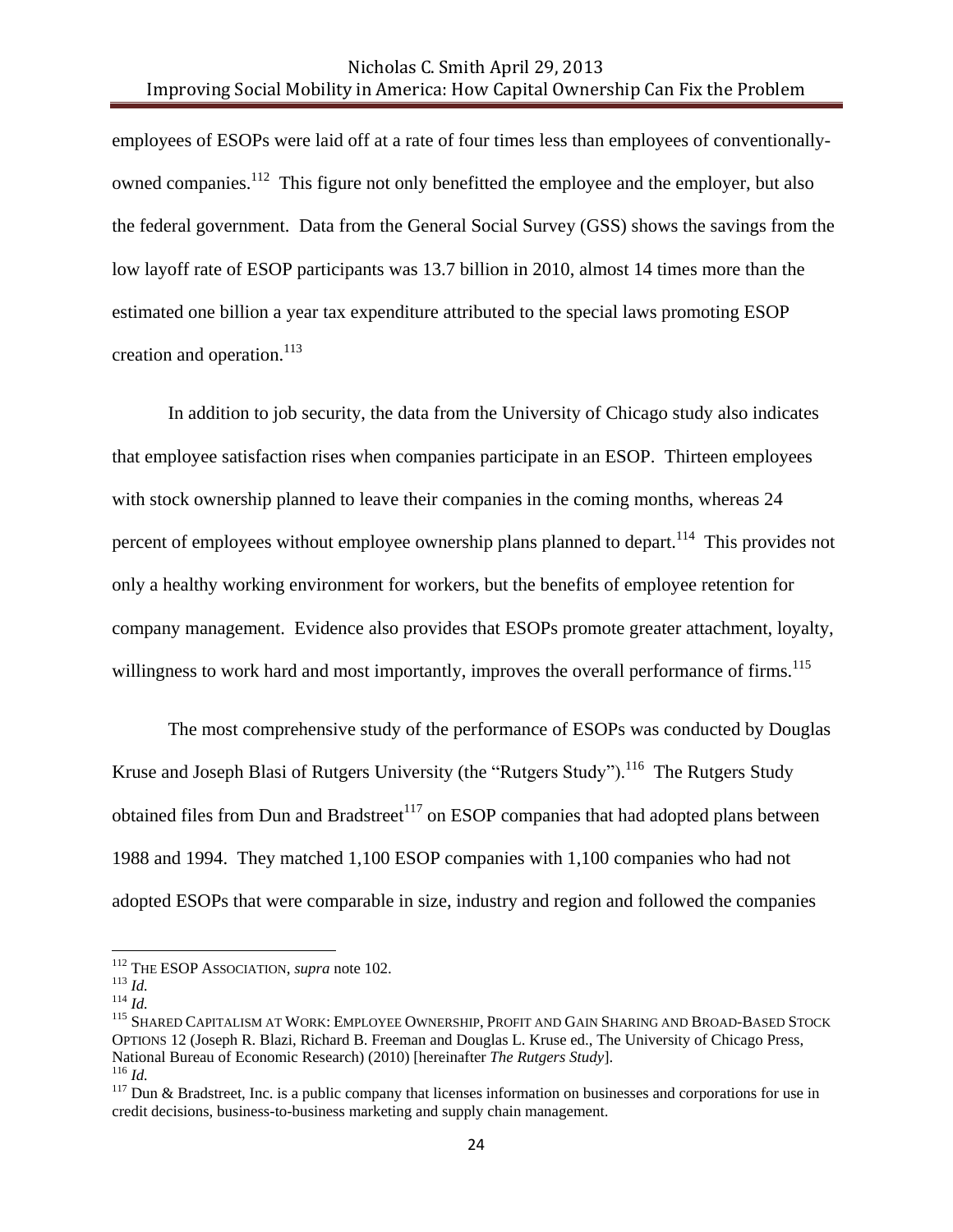employees of ESOPs were laid off at a rate of four times less than employees of conventionally-owned companies.[112] This figure not only benefitted the employee and the employer, but also the federal government. Data from the General Social Survey (GSS) shows the savings from the low layoff rate of ESOP participants was 13.7 billion in 2010, almost 14 times more than the estimated one billion a year tax expenditure attributed to the special laws promoting ESOP creation and operation.[113]

In addition to job security, the data from the University of Chicago study also indicates that employee satisfaction rises when companies participate in an ESOP. Thirteen employees with stock ownership planned to leave their companies in the coming months, whereas 24 percent of employees without employee ownership plans planned to depart.[114] This provides not only a healthy working environment for workers, but the benefits of employee retention for company management. Evidence also provides that ESOPs promote greater attachment, loyalty, willingness to work hard and most importantly, improves the overall performance of firms.[115]

The most comprehensive study of the performance of ESOPs was conducted by Douglas Kruse and Joseph Blasi of Rutgers University (the "Rutgers Study").[116] The Rutgers Study obtained files from Dun and Bradstreet[117] on ESOP companies that had adopted plans between 1988 and 1994. They matched 1,100 ESOP companies with 1,100 companies who had not adopted ESOPs that were comparable in size, industry and region and followed the companies

---

[112] THE ESOP ASSOCIATION, *supra* note 102.

[113] *Id.*

[114] *Id.*

[115] SHARED CAPITALISM AT WORK: EMPLOYEE OWNERSHIP, PROFIT AND GAIN SHARING AND BROAD-BASED STOCK OPTIONS 12 (Joseph R. Blazi, Richard B. Freeman and Douglas L. Kruse ed., The University of Chicago Press, National Bureau of Economic Research) (2010) [hereinafter *The Rutgers Study*].

[116] *Id.*

[117] Dun & Bradstreet, Inc. is a public company that licenses information on businesses and corporations for use in credit decisions, business-to-business marketing and supply chain management.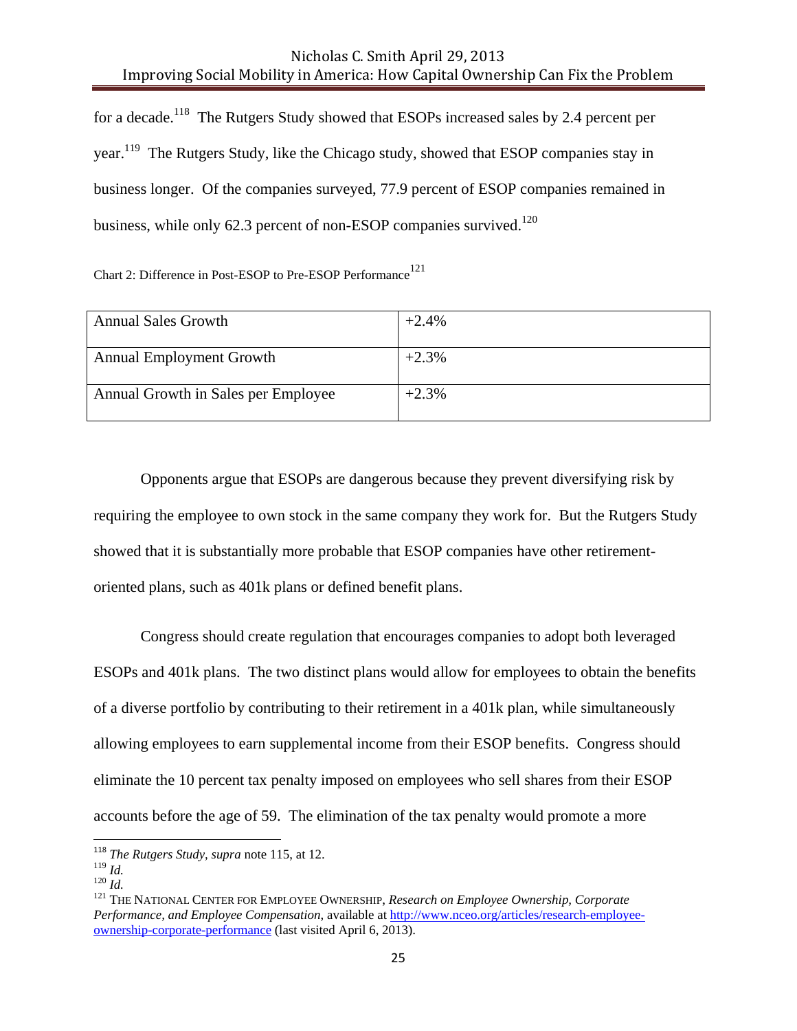for a decade.[118] The Rutgers Study showed that ESOPs increased sales by 2.4 percent per year.[119] The Rutgers Study, like the Chicago study, showed that ESOP companies stay in business longer. Of the companies surveyed, 77.9 percent of ESOP companies remained in business, while only 62.3 percent of non-ESOP companies survived.[120]

Chart 2: Difference in Post-ESOP to Pre-ESOP Performance[121]

| | |
|---|---|
| Annual Sales Growth | +2.4% |
| Annual Employment Growth | +2.3% |
| Annual Growth in Sales per Employee | +2.3% |

Opponents argue that ESOPs are dangerous because they prevent diversifying risk by requiring the employee to own stock in the same company they work for. But the Rutgers Study showed that it is substantially more probable that ESOP companies have other retirement-oriented plans, such as 401k plans or defined benefit plans.

Congress should create regulation that encourages companies to adopt both leveraged ESOPs and 401k plans. The two distinct plans would allow for employees to obtain the benefits of a diverse portfolio by contributing to their retirement in a 401k plan, while simultaneously allowing employees to earn supplemental income from their ESOP benefits. Congress should eliminate the 10 percent tax penalty imposed on employees who sell shares from their ESOP accounts before the age of 59. The elimination of the tax penalty would promote a more

---

[118] *The Rutgers Study, supra* note 115, at 12.
[119] *Id.*
[120] *Id.*
[121] The National Center for Employee Ownership, *Research on Employee Ownership, Corporate Performance, and Employee Compensation*, available at http://www.nceo.org/articles/research-employee-ownership-corporate-performance (last visited April 6, 2013).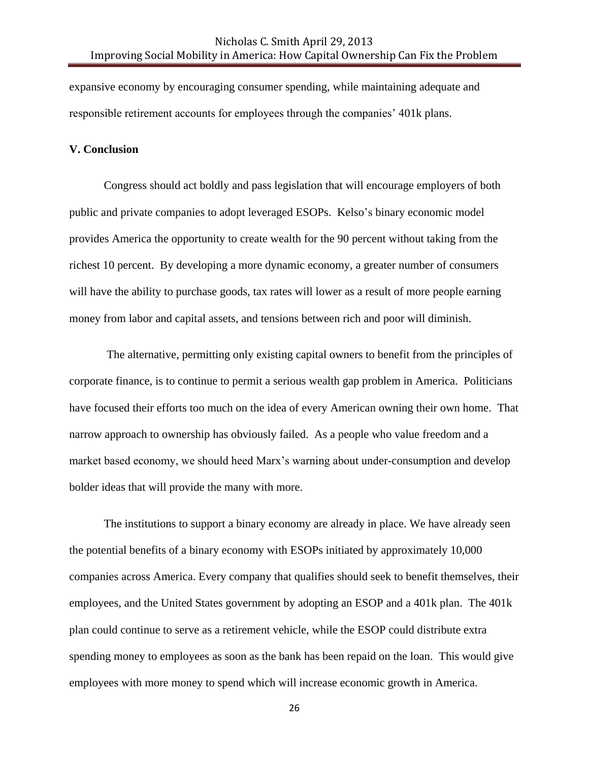expansive economy by encouraging consumer spending, while maintaining adequate and responsible retirement accounts for employees through the companies' 401k plans.

## V. Conclusion

Congress should act boldly and pass legislation that will encourage employers of both public and private companies to adopt leveraged ESOPs. Kelso's binary economic model provides America the opportunity to create wealth for the 90 percent without taking from the richest 10 percent. By developing a more dynamic economy, a greater number of consumers will have the ability to purchase goods, tax rates will lower as a result of more people earning money from labor and capital assets, and tensions between rich and poor will diminish.

The alternative, permitting only existing capital owners to benefit from the principles of corporate finance, is to continue to permit a serious wealth gap problem in America. Politicians have focused their efforts too much on the idea of every American owning their own home. That narrow approach to ownership has obviously failed. As a people who value freedom and a market based economy, we should heed Marx's warning about under-consumption and develop bolder ideas that will provide the many with more.

The institutions to support a binary economy are already in place. We have already seen the potential benefits of a binary economy with ESOPs initiated by approximately 10,000 companies across America. Every company that qualifies should seek to benefit themselves, their employees, and the United States government by adopting an ESOP and a 401k plan. The 401k plan could continue to serve as a retirement vehicle, while the ESOP could distribute extra spending money to employees as soon as the bank has been repaid on the loan. This would give employees with more money to spend which will increase economic growth in America.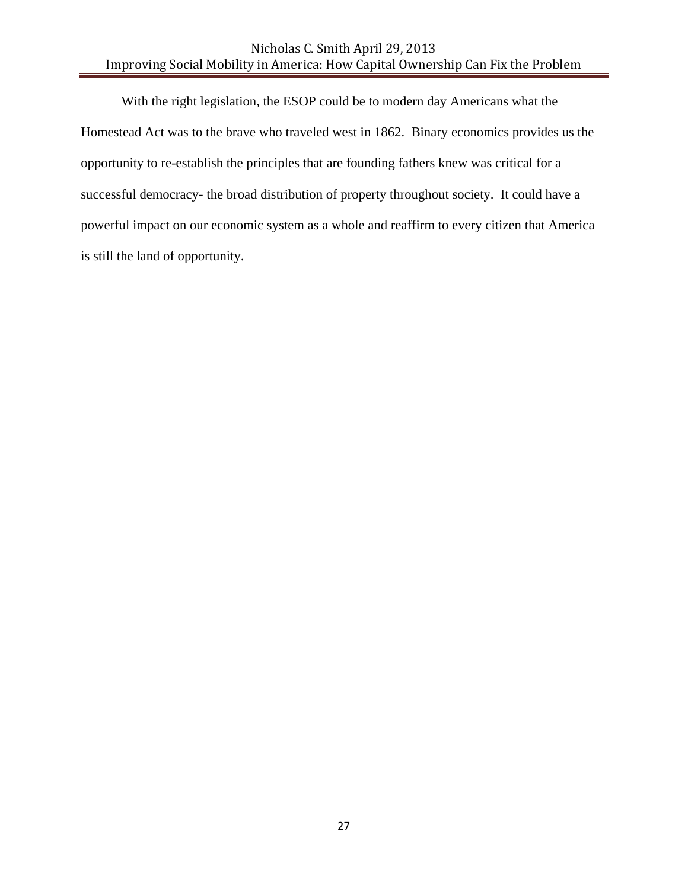With the right legislation, the ESOP could be to modern day Americans what the Homestead Act was to the brave who traveled west in 1862. Binary economics provides us the opportunity to re-establish the principles that are founding fathers knew was critical for a successful democracy- the broad distribution of property throughout society. It could have a powerful impact on our economic system as a whole and reaffirm to every citizen that America is still the land of opportunity.